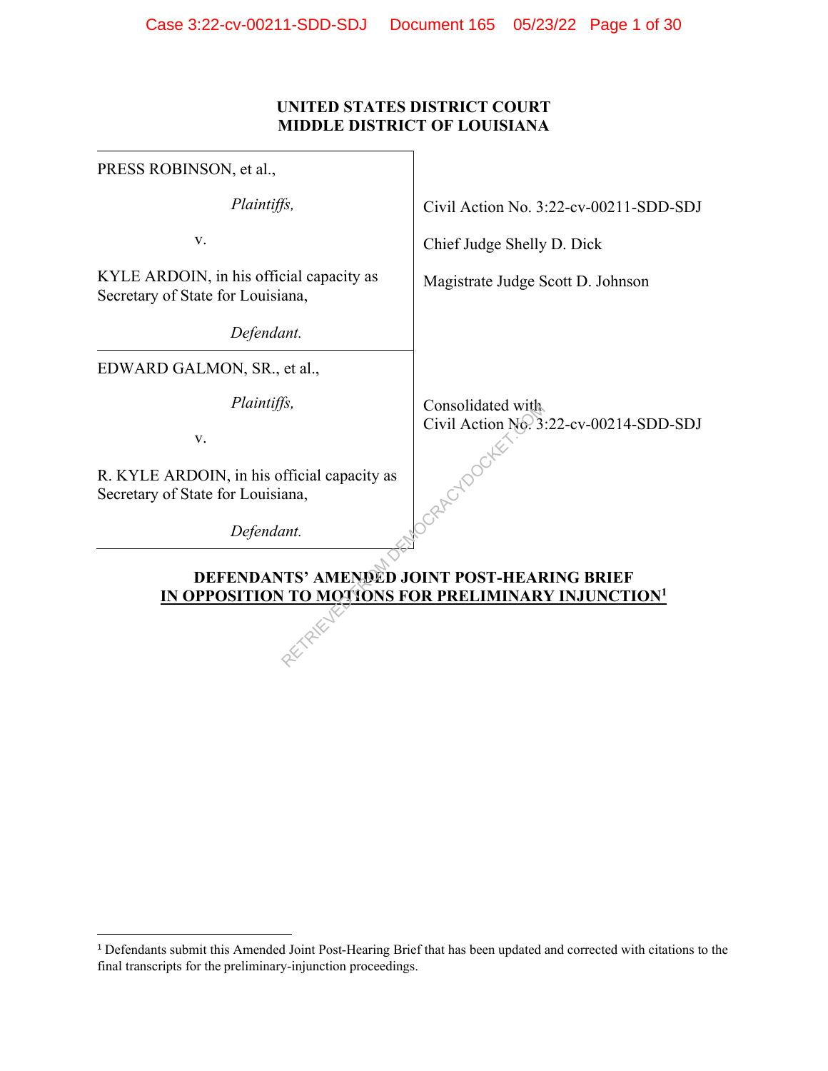**UNITED STATES DISTRICT COURT**
**MIDDLE DISTRICT OF LOUISIANA**

| | |
|---|---|
| PRESS ROBINSON, et al., *Plaintiffs,* v. KYLE ARDOIN, in his official capacity as Secretary of State for Louisiana, *Defendant.* | Civil Action No. 3:22-cv-00211-SDD-SDJ<br><br>Chief Judge Shelly D. Dick<br><br>Magistrate Judge Scott D. Johnson |
| EDWARD GALMON, SR., et al., *Plaintiffs,* v. R. KYLE ARDOIN, in his official capacity as Secretary of State for Louisiana, *Defendant.* | Consolidated with<br>Civil Action No. 3:22-cv-00214-SDD-SDJ |

**DEFENDANTS' AMENDED JOINT POST-HEARING BRIEF**
**IN OPPOSITION TO MOTIONS FOR PRELIMINARY INJUNCTION[1]**

---

[1] Defendants submit this Amended Joint Post-Hearing Brief that has been updated and corrected with citations to the final transcripts for the preliminary-injunction proceedings.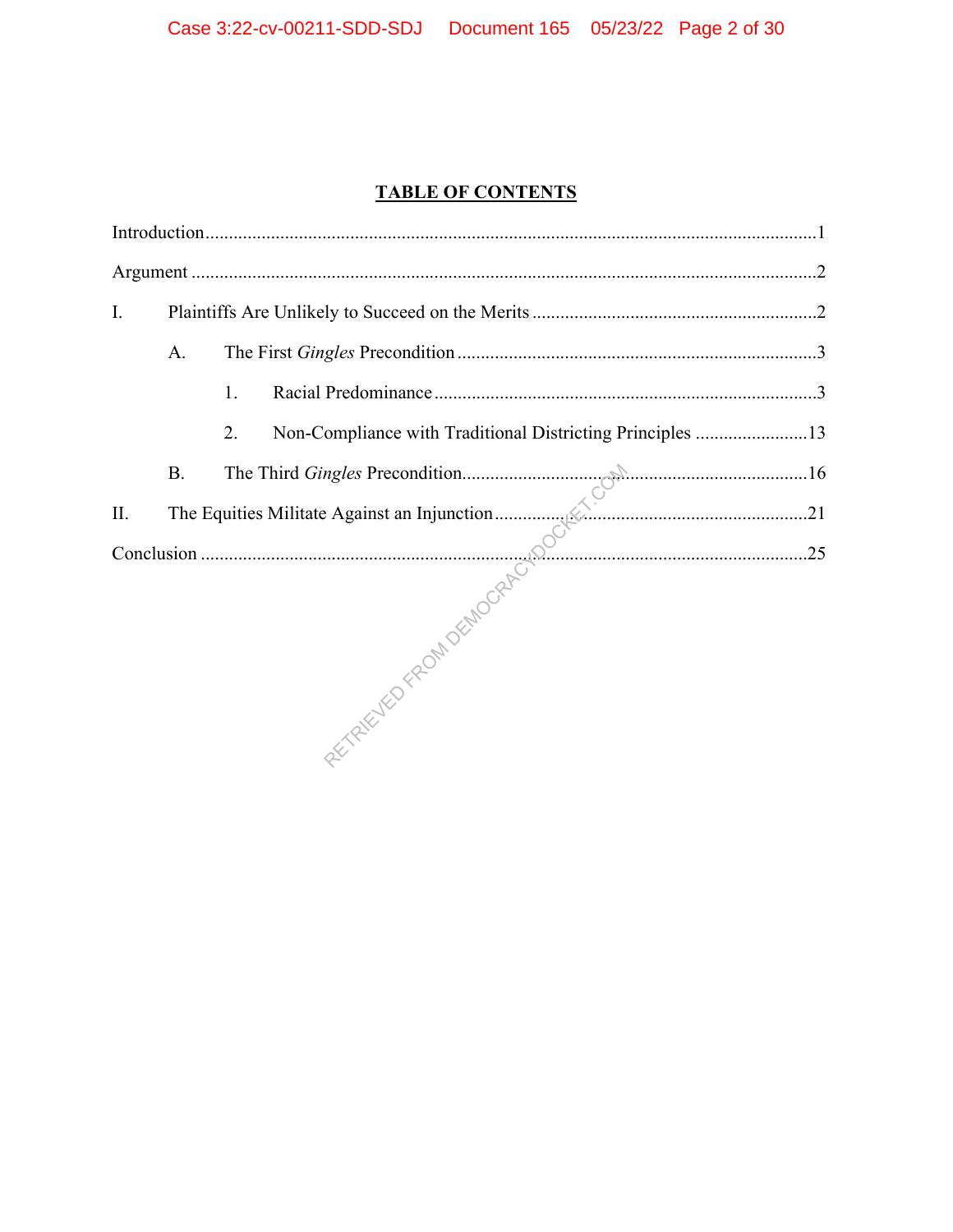# TABLE OF CONTENTS

Introduction .......... 1

Argument .......... 2

I. Plaintiffs Are Unlikely to Succeed on the Merits .......... 2

  A. The First *Gingles* Precondition .......... 3

    1. Racial Predominance .......... 3

    2. Non-Compliance with Traditional Districting Principles .......... 13

  B. The Third *Gingles* Precondition .......... 16

II. The Equities Militate Against an Injunction .......... 21

Conclusion .......... 25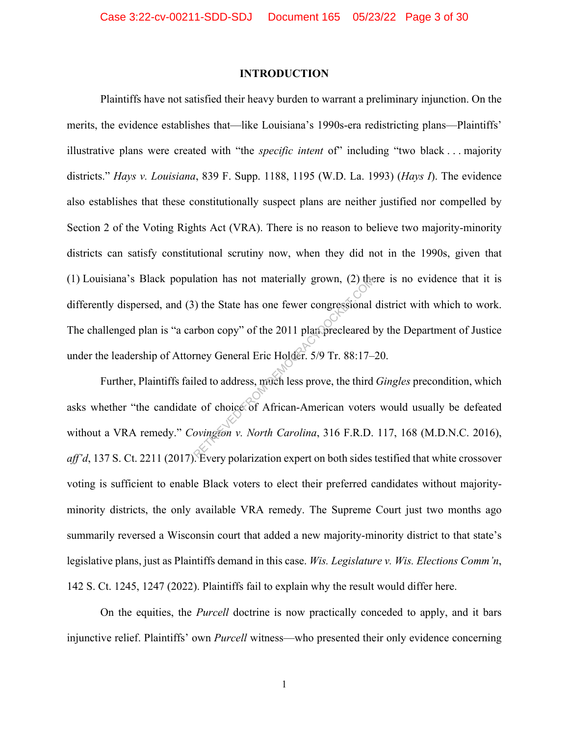# INTRODUCTION

Plaintiffs have not satisfied their heavy burden to warrant a preliminary injunction. On the merits, the evidence establishes that—like Louisiana's 1990s-era redistricting plans—Plaintiffs' illustrative plans were created with "the *specific intent* of" including "two black . . . majority districts." *Hays v. Louisiana*, 839 F. Supp. 1188, 1195 (W.D. La. 1993) (*Hays I*). The evidence also establishes that these constitutionally suspect plans are neither justified nor compelled by Section 2 of the Voting Rights Act (VRA). There is no reason to believe two majority-minority districts can satisfy constitutional scrutiny now, when they did not in the 1990s, given that (1) Louisiana's Black population has not materially grown, (2) there is no evidence that it is differently dispersed, and (3) the State has one fewer congressional district with which to work. The challenged plan is "a carbon copy" of the 2011 plan precleared by the Department of Justice under the leadership of Attorney General Eric Holder. 5/9 Tr. 88:17–20.

Further, Plaintiffs failed to address, much less prove, the third *Gingles* precondition, which asks whether "the candidate of choice of African-American voters would usually be defeated without a VRA remedy." *Covington v. North Carolina*, 316 F.R.D. 117, 168 (M.D.N.C. 2016), *aff'd*, 137 S. Ct. 2211 (2017). Every polarization expert on both sides testified that white crossover voting is sufficient to enable Black voters to elect their preferred candidates without majority-minority districts, the only available VRA remedy. The Supreme Court just two months ago summarily reversed a Wisconsin court that added a new majority-minority district to that state's legislative plans, just as Plaintiffs demand in this case. *Wis. Legislature v. Wis. Elections Comm'n*, 142 S. Ct. 1245, 1247 (2022). Plaintiffs fail to explain why the result would differ here.

On the equities, the *Purcell* doctrine is now practically conceded to apply, and it bars injunctive relief. Plaintiffs' own *Purcell* witness—who presented their only evidence concerning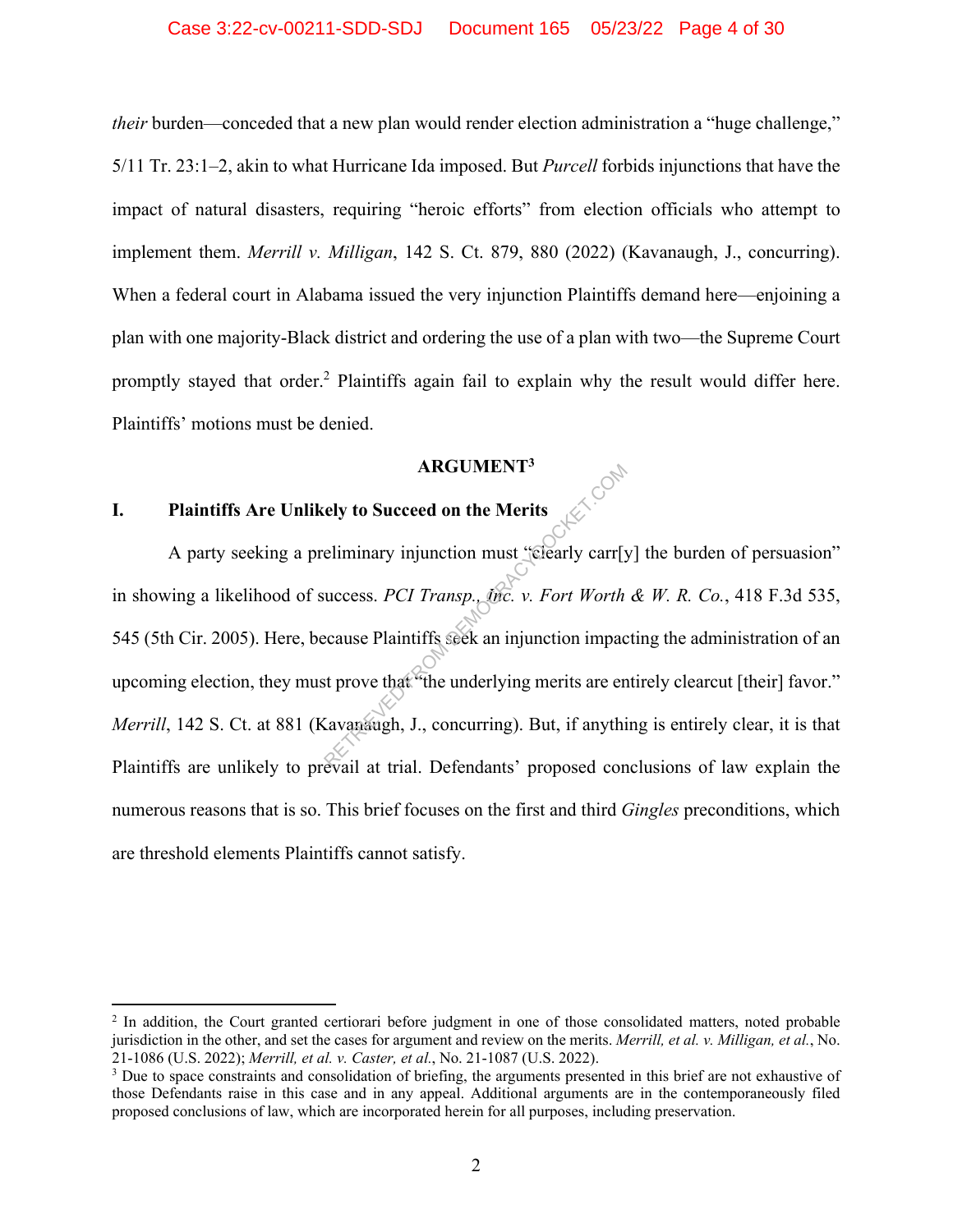*their* burden—conceded that a new plan would render election administration a "huge challenge," 5/11 Tr. 23:1–2, akin to what Hurricane Ida imposed. But *Purcell* forbids injunctions that have the impact of natural disasters, requiring "heroic efforts" from election officials who attempt to implement them. *Merrill v. Milligan*, 142 S. Ct. 879, 880 (2022) (Kavanaugh, J., concurring). When a federal court in Alabama issued the very injunction Plaintiffs demand here—enjoining a plan with one majority-Black district and ordering the use of a plan with two—the Supreme Court promptly stayed that order.[2] Plaintiffs again fail to explain why the result would differ here. Plaintiffs' motions must be denied.

## ARGUMENT[3]

### I. Plaintiffs Are Unlikely to Succeed on the Merits

A party seeking a preliminary injunction must "clearly carr[y] the burden of persuasion" in showing a likelihood of success. *PCI Transp., Inc. v. Fort Worth & W. R. Co.*, 418 F.3d 535, 545 (5th Cir. 2005). Here, because Plaintiffs seek an injunction impacting the administration of an upcoming election, they must prove that "the underlying merits are entirely clearcut [their] favor." *Merrill*, 142 S. Ct. at 881 (Kavanaugh, J., concurring). But, if anything is entirely clear, it is that Plaintiffs are unlikely to prevail at trial. Defendants' proposed conclusions of law explain the numerous reasons that is so. This brief focuses on the first and third *Gingles* preconditions, which are threshold elements Plaintiffs cannot satisfy.

---

[2] In addition, the Court granted certiorari before judgment in one of those consolidated matters, noted probable jurisdiction in the other, and set the cases for argument and review on the merits. *Merrill, et al. v. Milligan, et al.*, No. 21-1086 (U.S. 2022); *Merrill, et al. v. Caster, et al.*, No. 21-1087 (U.S. 2022).

[3] Due to space constraints and consolidation of briefing, the arguments presented in this brief are not exhaustive of those Defendants raise in this case and in any appeal. Additional arguments are in the contemporaneously filed proposed conclusions of law, which are incorporated herein for all purposes, including preservation.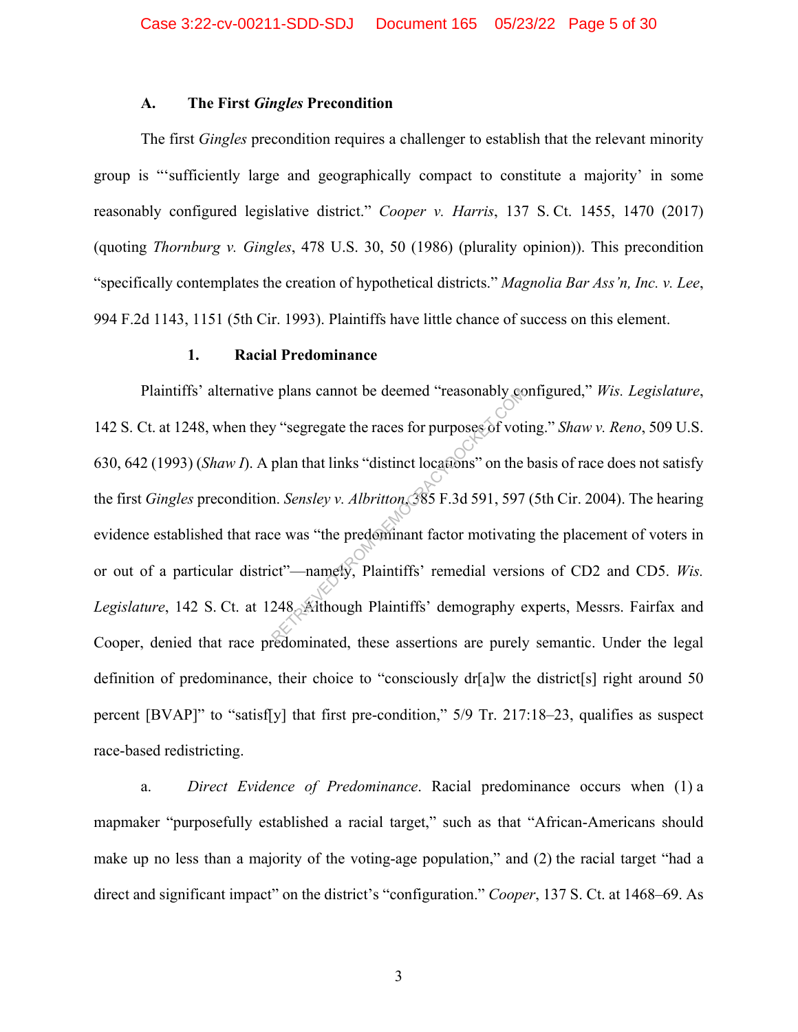### A. The First *Gingles* Precondition

The first *Gingles* precondition requires a challenger to establish that the relevant minority group is "'sufficiently large and geographically compact to constitute a majority' in some reasonably configured legislative district." *Cooper v. Harris*, 137 S. Ct. 1455, 1470 (2017) (quoting *Thornburg v. Gingles*, 478 U.S. 30, 50 (1986) (plurality opinion)). This precondition "specifically contemplates the creation of hypothetical districts." *Magnolia Bar Ass'n, Inc. v. Lee*, 994 F.2d 1143, 1151 (5th Cir. 1993). Plaintiffs have little chance of success on this element.

#### 1. Racial Predominance

Plaintiffs' alternative plans cannot be deemed "reasonably configured," *Wis. Legislature*, 142 S. Ct. at 1248, when they "segregate the races for purposes of voting." *Shaw v. Reno*, 509 U.S. 630, 642 (1993) (*Shaw I*). A plan that links "distinct locations" on the basis of race does not satisfy the first *Gingles* precondition. *Sensley v. Albritton*, 385 F.3d 591, 597 (5th Cir. 2004). The hearing evidence established that race was "the predominant factor motivating the placement of voters in or out of a particular district"—namely, Plaintiffs' remedial versions of CD2 and CD5. *Wis. Legislature*, 142 S. Ct. at 1248. Although Plaintiffs' demography experts, Messrs. Fairfax and Cooper, denied that race predominated, these assertions are purely semantic. Under the legal definition of predominance, their choice to "consciously dr[a]w the district[s] right around 50 percent [BVAP]" to "satisf[y] that first pre-condition," 5/9 Tr. 217:18–23, qualifies as suspect race-based redistricting.

a. *Direct Evidence of Predominance*. Racial predominance occurs when (1) a mapmaker "purposefully established a racial target," such as that "African-Americans should make up no less than a majority of the voting-age population," and (2) the racial target "had a direct and significant impact" on the district's "configuration." *Cooper*, 137 S. Ct. at 1468–69. As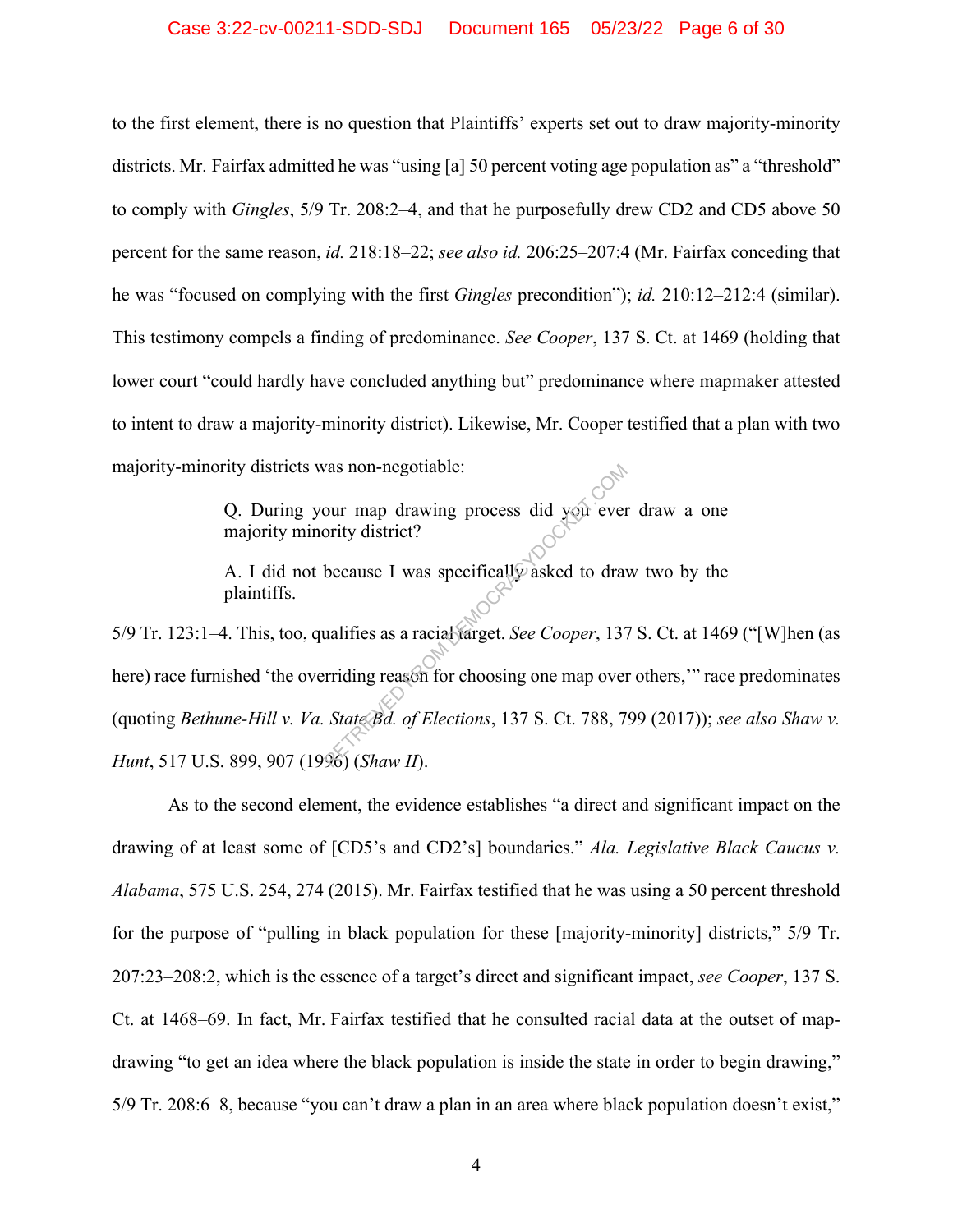to the first element, there is no question that Plaintiffs' experts set out to draw majority-minority districts. Mr. Fairfax admitted he was "using [a] 50 percent voting age population as" a "threshold" to comply with *Gingles*, 5/9 Tr. 208:2–4, and that he purposefully drew CD2 and CD5 above 50 percent for the same reason, *id.* 218:18–22; *see also id.* 206:25–207:4 (Mr. Fairfax conceding that he was "focused on complying with the first *Gingles* precondition"); *id.* 210:12–212:4 (similar). This testimony compels a finding of predominance. *See Cooper*, 137 S. Ct. at 1469 (holding that lower court "could hardly have concluded anything but" predominance where mapmaker attested to intent to draw a majority-minority district). Likewise, Mr. Cooper testified that a plan with two majority-minority districts was non-negotiable:

> Q. During your map drawing process did you ever draw a one majority minority district?
>
> A. I did not because I was specifically asked to draw two by the plaintiffs.

5/9 Tr. 123:1–4. This, too, qualifies as a racial target. *See Cooper*, 137 S. Ct. at 1469 ("[W]hen (as here) race furnished 'the overriding reason for choosing one map over others,'" race predominates (quoting *Bethune-Hill v. Va. State Bd. of Elections*, 137 S. Ct. 788, 799 (2017)); *see also Shaw v. Hunt*, 517 U.S. 899, 907 (1996) (*Shaw II*).

As to the second element, the evidence establishes "a direct and significant impact on the drawing of at least some of [CD5's and CD2's] boundaries." *Ala. Legislative Black Caucus v. Alabama*, 575 U.S. 254, 274 (2015). Mr. Fairfax testified that he was using a 50 percent threshold for the purpose of "pulling in black population for these [majority-minority] districts," 5/9 Tr. 207:23–208:2, which is the essence of a target's direct and significant impact, *see Cooper*, 137 S. Ct. at 1468–69. In fact, Mr. Fairfax testified that he consulted racial data at the outset of map-drawing "to get an idea where the black population is inside the state in order to begin drawing," 5/9 Tr. 208:6–8, because "you can't draw a plan in an area where black population doesn't exist,"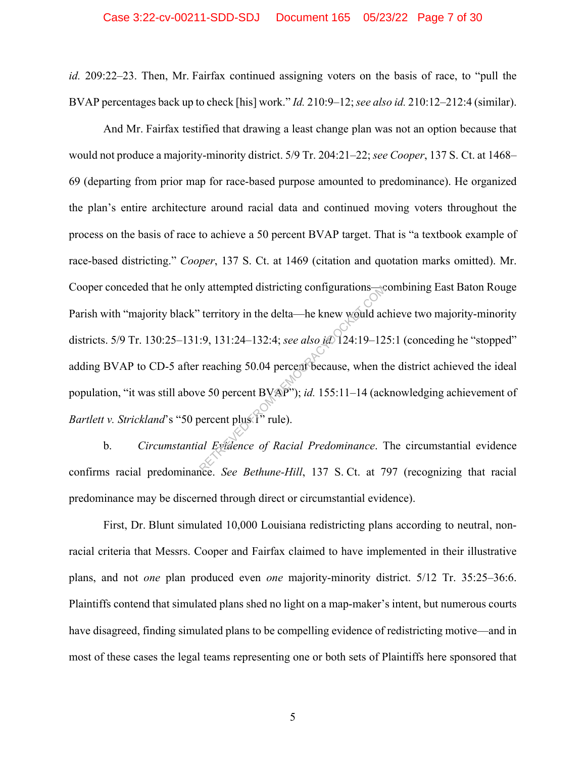*id.* 209:22–23. Then, Mr. Fairfax continued assigning voters on the basis of race, to "pull the BVAP percentages back up to check [his] work." *Id.* 210:9–12; *see also id.* 210:12–212:4 (similar).

And Mr. Fairfax testified that drawing a least change plan was not an option because that would not produce a majority-minority district. 5/9 Tr. 204:21–22; *see Cooper*, 137 S. Ct. at 1468–69 (departing from prior map for race-based purpose amounted to predominance). He organized the plan's entire architecture around racial data and continued moving voters throughout the process on the basis of race to achieve a 50 percent BVAP target. That is "a textbook example of race-based districting." *Cooper*, 137 S. Ct. at 1469 (citation and quotation marks omitted). Mr. Cooper conceded that he only attempted districting configurations—combining East Baton Rouge Parish with "majority black" territory in the delta—he knew would achieve two majority-minority districts. 5/9 Tr. 130:25–131:9, 131:24–132:4; *see also id.* 124:19–125:1 (conceding he "stopped" adding BVAP to CD-5 after reaching 50.04 percent because, when the district achieved the ideal population, "it was still above 50 percent BVAP"); *id.* 155:11–14 (acknowledging achievement of *Bartlett v. Strickland*'s "50 percent plus 1" rule).

b. *Circumstantial Evidence of Racial Predominance*. The circumstantial evidence confirms racial predominance. *See Bethune-Hill*, 137 S. Ct. at 797 (recognizing that racial predominance may be discerned through direct or circumstantial evidence).

First, Dr. Blunt simulated 10,000 Louisiana redistricting plans according to neutral, non-racial criteria that Messrs. Cooper and Fairfax claimed to have implemented in their illustrative plans, and not *one* plan produced even *one* majority-minority district. 5/12 Tr. 35:25–36:6. Plaintiffs contend that simulated plans shed no light on a map-maker's intent, but numerous courts have disagreed, finding simulated plans to be compelling evidence of redistricting motive—and in most of these cases the legal teams representing one or both sets of Plaintiffs here sponsored that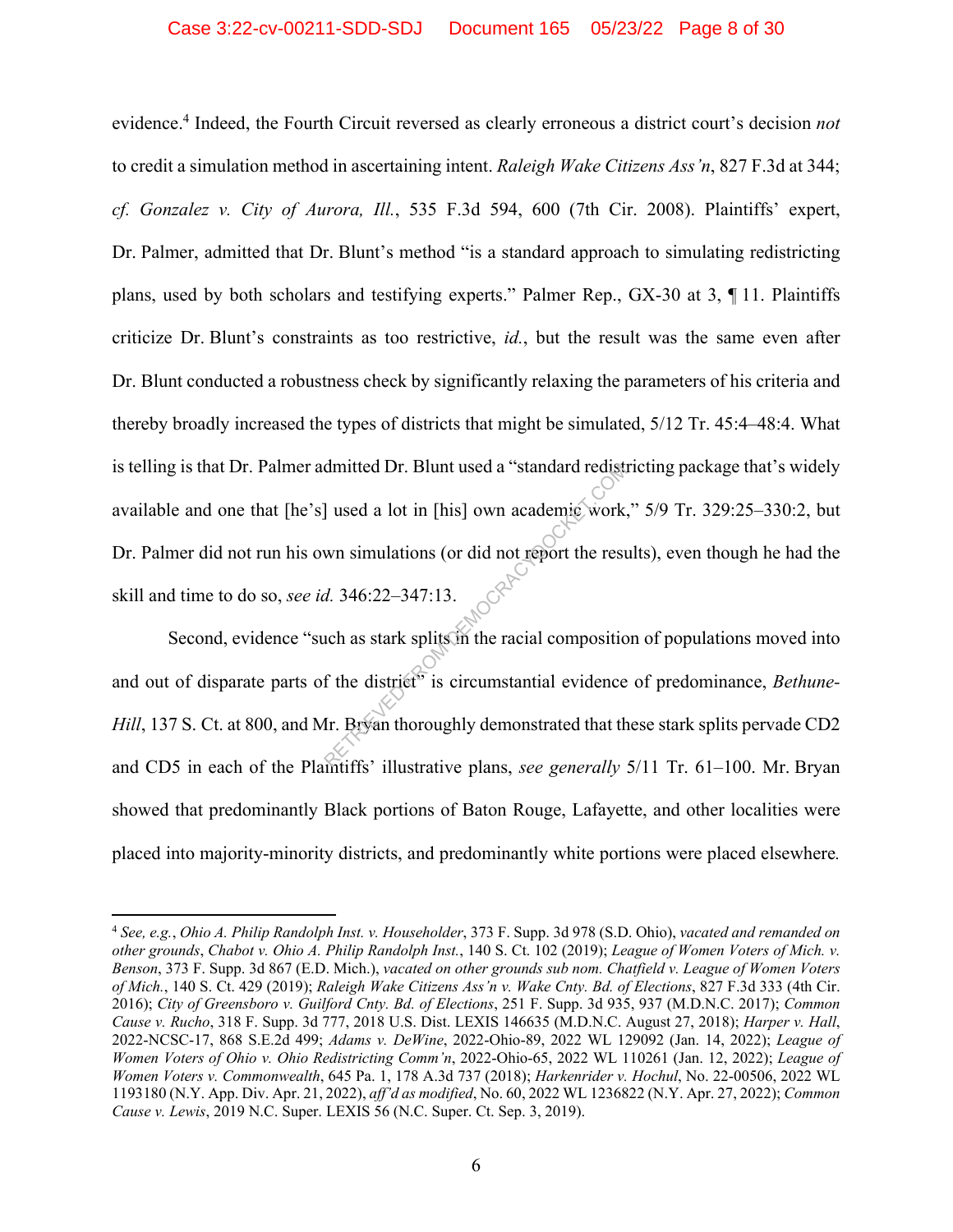evidence.[4] Indeed, the Fourth Circuit reversed as clearly erroneous a district court's decision *not* to credit a simulation method in ascertaining intent. *Raleigh Wake Citizens Ass'n*, 827 F.3d at 344; *cf. Gonzalez v. City of Aurora, Ill.*, 535 F.3d 594, 600 (7th Cir. 2008). Plaintiffs' expert, Dr. Palmer, admitted that Dr. Blunt's method "is a standard approach to simulating redistricting plans, used by both scholars and testifying experts." Palmer Rep., GX-30 at 3, ¶ 11. Plaintiffs criticize Dr. Blunt's constraints as too restrictive, *id.*, but the result was the same even after Dr. Blunt conducted a robustness check by significantly relaxing the parameters of his criteria and thereby broadly increased the types of districts that might be simulated, 5/12 Tr. 45:4–48:4. What is telling is that Dr. Palmer admitted Dr. Blunt used a "standard redistricting package that's widely available and one that [he's] used a lot in [his] own academic work," 5/9 Tr. 329:25–330:2, but Dr. Palmer did not run his own simulations (or did not report the results), even though he had the skill and time to do so, *see id.* 346:22–347:13.

Second, evidence "such as stark splits in the racial composition of populations moved into and out of disparate parts of the district" is circumstantial evidence of predominance, *Bethune-Hill*, 137 S. Ct. at 800, and Mr. Bryan thoroughly demonstrated that these stark splits pervade CD2 and CD5 in each of the Plaintiffs' illustrative plans, *see generally* 5/11 Tr. 61–100. Mr. Bryan showed that predominantly Black portions of Baton Rouge, Lafayette, and other localities were placed into majority-minority districts, and predominantly white portions were placed elsewhere.

---

[4] *See, e.g.*, *Ohio A. Philip Randolph Inst. v. Householder*, 373 F. Supp. 3d 978 (S.D. Ohio), *vacated and remanded on other grounds*, *Chabot v. Ohio A. Philip Randolph Inst.*, 140 S. Ct. 102 (2019); *League of Women Voters of Mich. v. Benson*, 373 F. Supp. 3d 867 (E.D. Mich.), *vacated on other grounds sub nom. Chatfield v. League of Women Voters of Mich.*, 140 S. Ct. 429 (2019); *Raleigh Wake Citizens Ass'n v. Wake Cnty. Bd. of Elections*, 827 F.3d 333 (4th Cir. 2016); *City of Greensboro v. Guilford Cnty. Bd. of Elections*, 251 F. Supp. 3d 935, 937 (M.D.N.C. 2017); *Common Cause v. Rucho*, 318 F. Supp. 3d 777, 2018 U.S. Dist. LEXIS 146635 (M.D.N.C. August 27, 2018); *Harper v. Hall*, 2022-NCSC-17, 868 S.E.2d 499; *Adams v. DeWine*, 2022-Ohio-89, 2022 WL 129092 (Jan. 14, 2022); *League of Women Voters of Ohio v. Ohio Redistricting Comm'n*, 2022-Ohio-65, 2022 WL 110261 (Jan. 12, 2022); *League of Women Voters v. Commonwealth*, 645 Pa. 1, 178 A.3d 737 (2018); *Harkenrider v. Hochul*, No. 22-00506, 2022 WL 1193180 (N.Y. App. Div. Apr. 21, 2022), *aff'd as modified*, No. 60, 2022 WL 1236822 (N.Y. Apr. 27, 2022); *Common Cause v. Lewis*, 2019 N.C. Super. LEXIS 56 (N.C. Super. Ct. Sep. 3, 2019).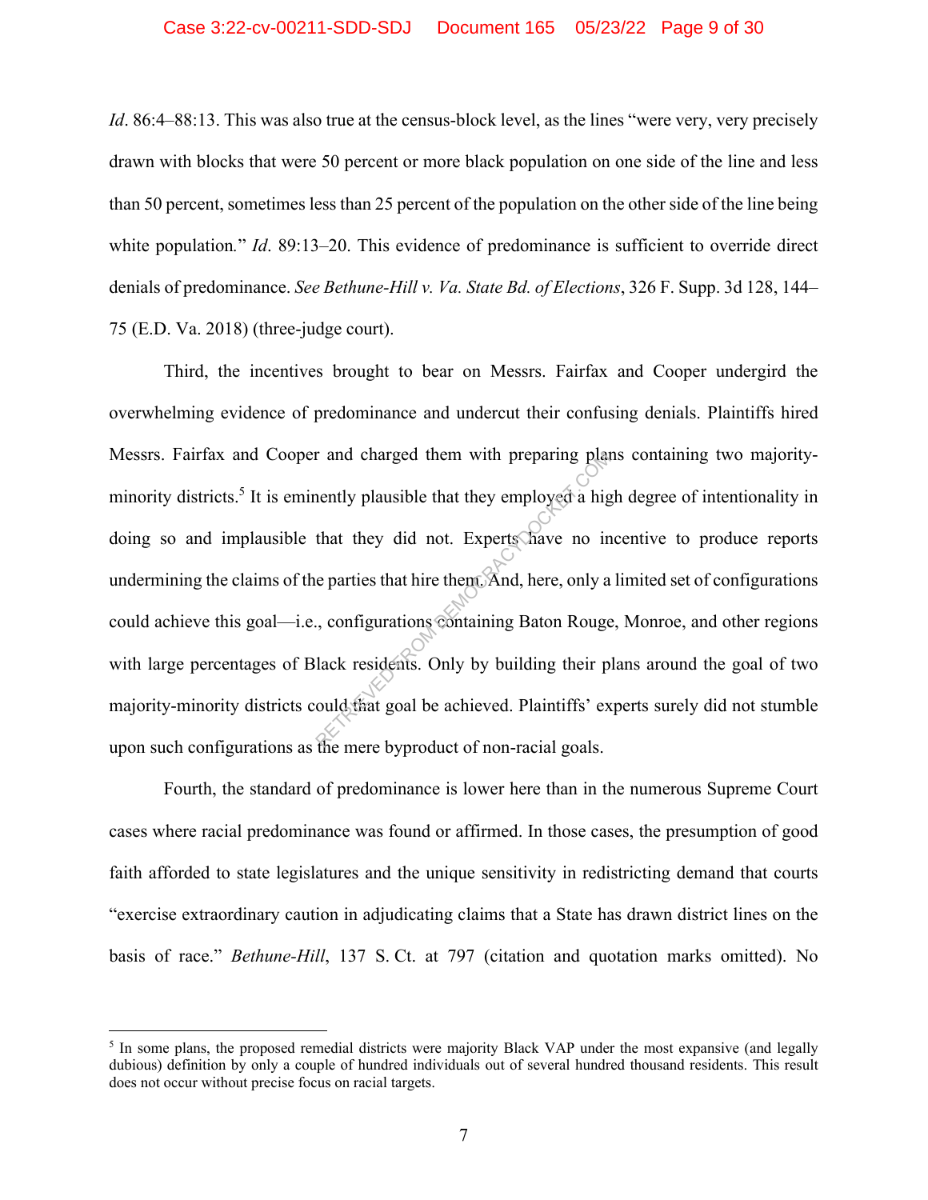*Id*. 86:4–88:13. This was also true at the census-block level, as the lines "were very, very precisely drawn with blocks that were 50 percent or more black population on one side of the line and less than 50 percent, sometimes less than 25 percent of the population on the other side of the line being white population." *Id*. 89:13–20. This evidence of predominance is sufficient to override direct denials of predominance. *See Bethune-Hill v. Va. State Bd. of Elections*, 326 F. Supp. 3d 128, 144–75 (E.D. Va. 2018) (three-judge court).

Third, the incentives brought to bear on Messrs. Fairfax and Cooper undergird the overwhelming evidence of predominance and undercut their confusing denials. Plaintiffs hired Messrs. Fairfax and Cooper and charged them with preparing plans containing two majority-minority districts.[5] It is eminently plausible that they employed a high degree of intentionality in doing so and implausible that they did not. Experts have no incentive to produce reports undermining the claims of the parties that hire them. And, here, only a limited set of configurations could achieve this goal—i.e., configurations containing Baton Rouge, Monroe, and other regions with large percentages of Black residents. Only by building their plans around the goal of two majority-minority districts could that goal be achieved. Plaintiffs' experts surely did not stumble upon such configurations as the mere byproduct of non-racial goals.

Fourth, the standard of predominance is lower here than in the numerous Supreme Court cases where racial predominance was found or affirmed. In those cases, the presumption of good faith afforded to state legislatures and the unique sensitivity in redistricting demand that courts "exercise extraordinary caution in adjudicating claims that a State has drawn district lines on the basis of race." *Bethune-Hill*, 137 S. Ct. at 797 (citation and quotation marks omitted). No

[5] In some plans, the proposed remedial districts were majority Black VAP under the most expansive (and legally dubious) definition by only a couple of hundred individuals out of several hundred thousand residents. This result does not occur without precise focus on racial targets.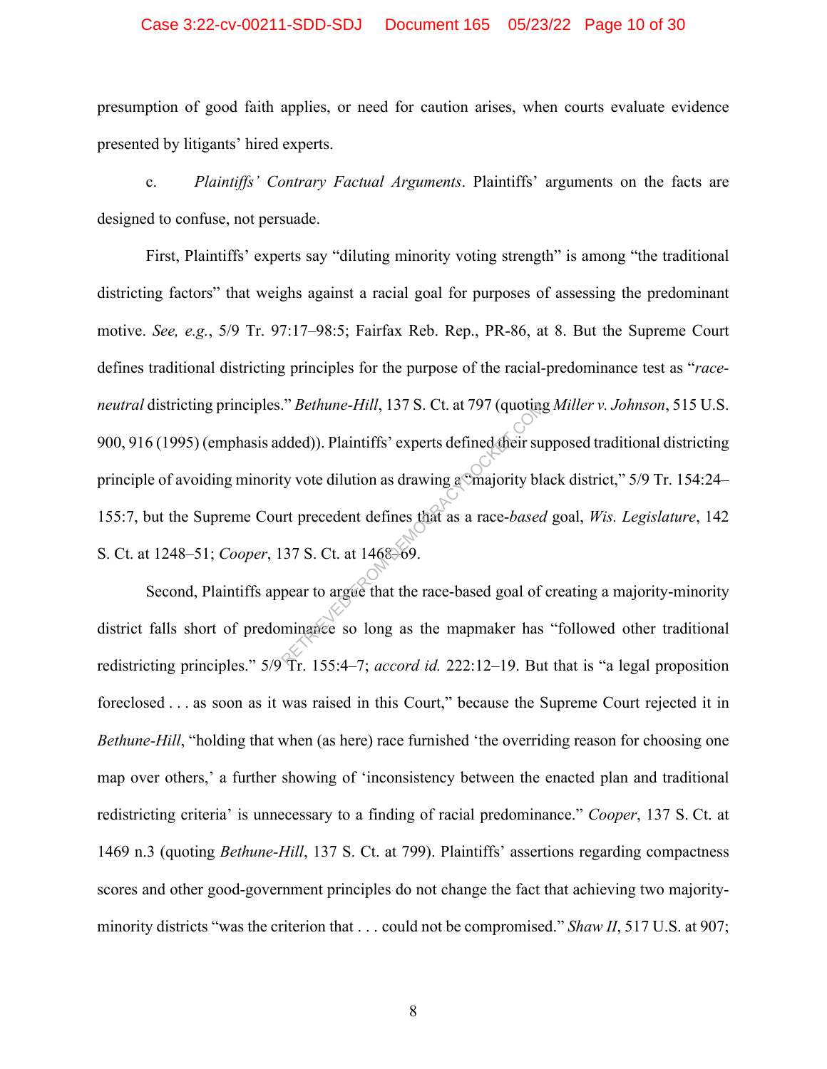presumption of good faith applies, or need for caution arises, when courts evaluate evidence presented by litigants' hired experts.

c. *Plaintiffs' Contrary Factual Arguments*. Plaintiffs' arguments on the facts are designed to confuse, not persuade.

First, Plaintiffs' experts say "diluting minority voting strength" is among "the traditional districting factors" that weighs against a racial goal for purposes of assessing the predominant motive. *See, e.g.*, 5/9 Tr. 97:17–98:5; Fairfax Reb. Rep., PR-86, at 8. But the Supreme Court defines traditional districting principles for the purpose of the racial-predominance test as "*race-neutral* districting principles." *Bethune-Hill*, 137 S. Ct. at 797 (quoting *Miller v. Johnson*, 515 U.S. 900, 916 (1995) (emphasis added)). Plaintiffs' experts defined their supposed traditional districting principle of avoiding minority vote dilution as drawing a "majority black district," 5/9 Tr. 154:24–155:7, but the Supreme Court precedent defines that as a race-*based* goal, *Wis. Legislature*, 142 S. Ct. at 1248–51; *Cooper*, 137 S. Ct. at 1468–69.

Second, Plaintiffs appear to argue that the race-based goal of creating a majority-minority district falls short of predominance so long as the mapmaker has "followed other traditional redistricting principles." 5/9 Tr. 155:4–7; *accord id.* 222:12–19. But that is "a legal proposition foreclosed . . . as soon as it was raised in this Court," because the Supreme Court rejected it in *Bethune-Hill*, "holding that when (as here) race furnished 'the overriding reason for choosing one map over others,' a further showing of 'inconsistency between the enacted plan and traditional redistricting criteria' is unnecessary to a finding of racial predominance." *Cooper*, 137 S. Ct. at 1469 n.3 (quoting *Bethune-Hill*, 137 S. Ct. at 799). Plaintiffs' assertions regarding compactness scores and other good-government principles do not change the fact that achieving two majority-minority districts "was the criterion that . . . could not be compromised." *Shaw II*, 517 U.S. at 907;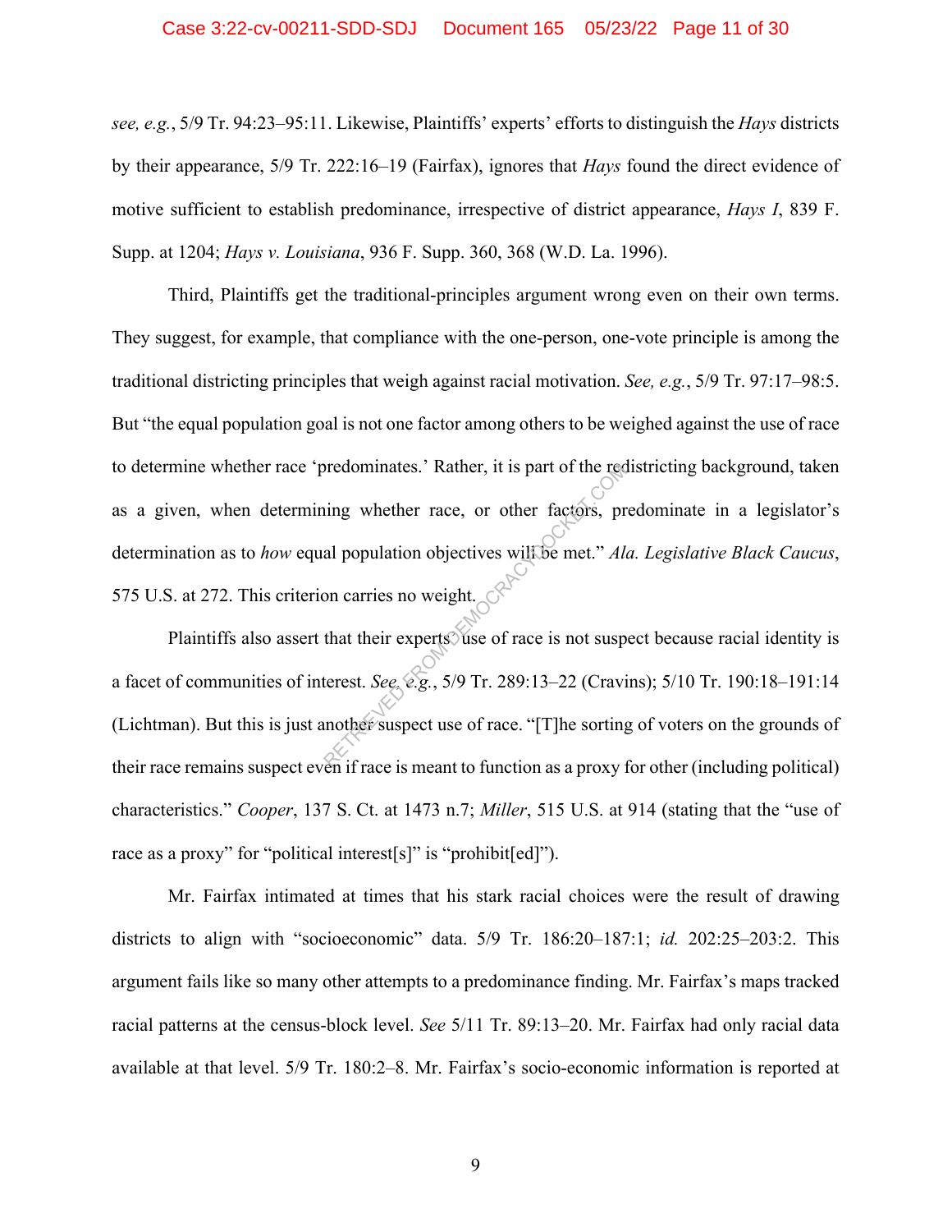*see, e.g.*, 5/9 Tr. 94:23–95:11. Likewise, Plaintiffs' experts' efforts to distinguish the *Hays* districts by their appearance, 5/9 Tr. 222:16–19 (Fairfax), ignores that *Hays* found the direct evidence of motive sufficient to establish predominance, irrespective of district appearance, *Hays I*, 839 F. Supp. at 1204; *Hays v. Louisiana*, 936 F. Supp. 360, 368 (W.D. La. 1996).

Third, Plaintiffs get the traditional-principles argument wrong even on their own terms. They suggest, for example, that compliance with the one-person, one-vote principle is among the traditional districting principles that weigh against racial motivation. *See, e.g.*, 5/9 Tr. 97:17–98:5. But "the equal population goal is not one factor among others to be weighed against the use of race to determine whether race 'predominates.' Rather, it is part of the redistricting background, taken as a given, when determining whether race, or other factors, predominate in a legislator's determination as to *how* equal population objectives will be met." *Ala. Legislative Black Caucus*, 575 U.S. at 272. This criterion carries no weight.

Plaintiffs also assert that their experts' use of race is not suspect because racial identity is a facet of communities of interest. *See, e.g.*, 5/9 Tr. 289:13–22 (Cravins); 5/10 Tr. 190:18–191:14 (Lichtman). But this is just another suspect use of race. "[T]he sorting of voters on the grounds of their race remains suspect even if race is meant to function as a proxy for other (including political) characteristics." *Cooper*, 137 S. Ct. at 1473 n.7; *Miller*, 515 U.S. at 914 (stating that the "use of race as a proxy" for "political interest[s]" is "prohibit[ed]").

Mr. Fairfax intimated at times that his stark racial choices were the result of drawing districts to align with "socioeconomic" data. 5/9 Tr. 186:20–187:1; *id.* 202:25–203:2. This argument fails like so many other attempts to a predominance finding. Mr. Fairfax's maps tracked racial patterns at the census-block level. *See* 5/11 Tr. 89:13–20. Mr. Fairfax had only racial data available at that level. 5/9 Tr. 180:2–8. Mr. Fairfax's socio-economic information is reported at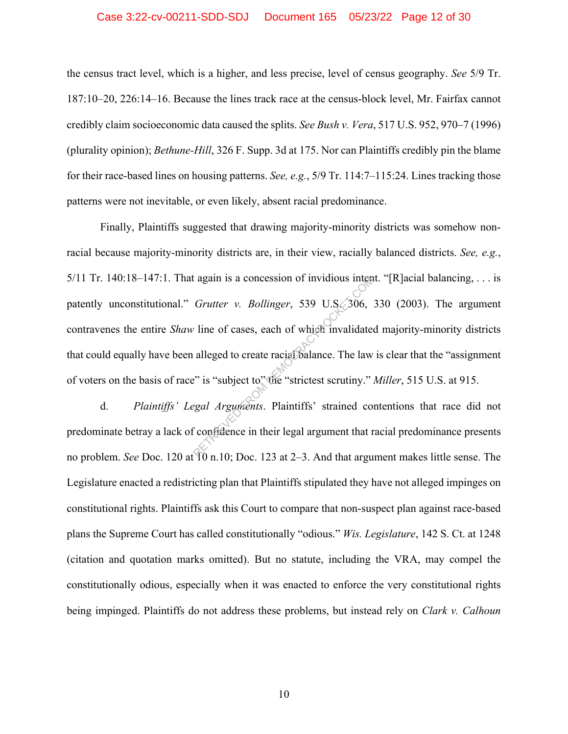the census tract level, which is a higher, and less precise, level of census geography. *See* 5/9 Tr. 187:10–20, 226:14–16. Because the lines track race at the census-block level, Mr. Fairfax cannot credibly claim socioeconomic data caused the splits. *See Bush v. Vera*, 517 U.S. 952, 970–7 (1996) (plurality opinion); *Bethune-Hill*, 326 F. Supp. 3d at 175. Nor can Plaintiffs credibly pin the blame for their race-based lines on housing patterns. *See, e.g.*, 5/9 Tr. 114:7–115:24. Lines tracking those patterns were not inevitable, or even likely, absent racial predominance.

Finally, Plaintiffs suggested that drawing majority-minority districts was somehow non-racial because majority-minority districts are, in their view, racially balanced districts. *See, e.g.*, 5/11 Tr. 140:18–147:1. That again is a concession of invidious intent. "[R]acial balancing, . . . is patently unconstitutional." *Grutter v. Bollinger*, 539 U.S. 306, 330 (2003). The argument contravenes the entire *Shaw* line of cases, each of which invalidated majority-minority districts that could equally have been alleged to create racial balance. The law is clear that the "assignment of voters on the basis of race" is "subject to" the "strictest scrutiny." *Miller*, 515 U.S. at 915.

d. *Plaintiffs' Legal Arguments*. Plaintiffs' strained contentions that race did not predominate betray a lack of confidence in their legal argument that racial predominance presents no problem. *See* Doc. 120 at 10 n.10; Doc. 123 at 2–3. And that argument makes little sense. The Legislature enacted a redistricting plan that Plaintiffs stipulated they have not alleged impinges on constitutional rights. Plaintiffs ask this Court to compare that non-suspect plan against race-based plans the Supreme Court has called constitutionally "odious." *Wis. Legislature*, 142 S. Ct. at 1248 (citation and quotation marks omitted). But no statute, including the VRA, may compel the constitutionally odious, especially when it was enacted to enforce the very constitutional rights being impinged. Plaintiffs do not address these problems, but instead rely on *Clark v. Calhoun*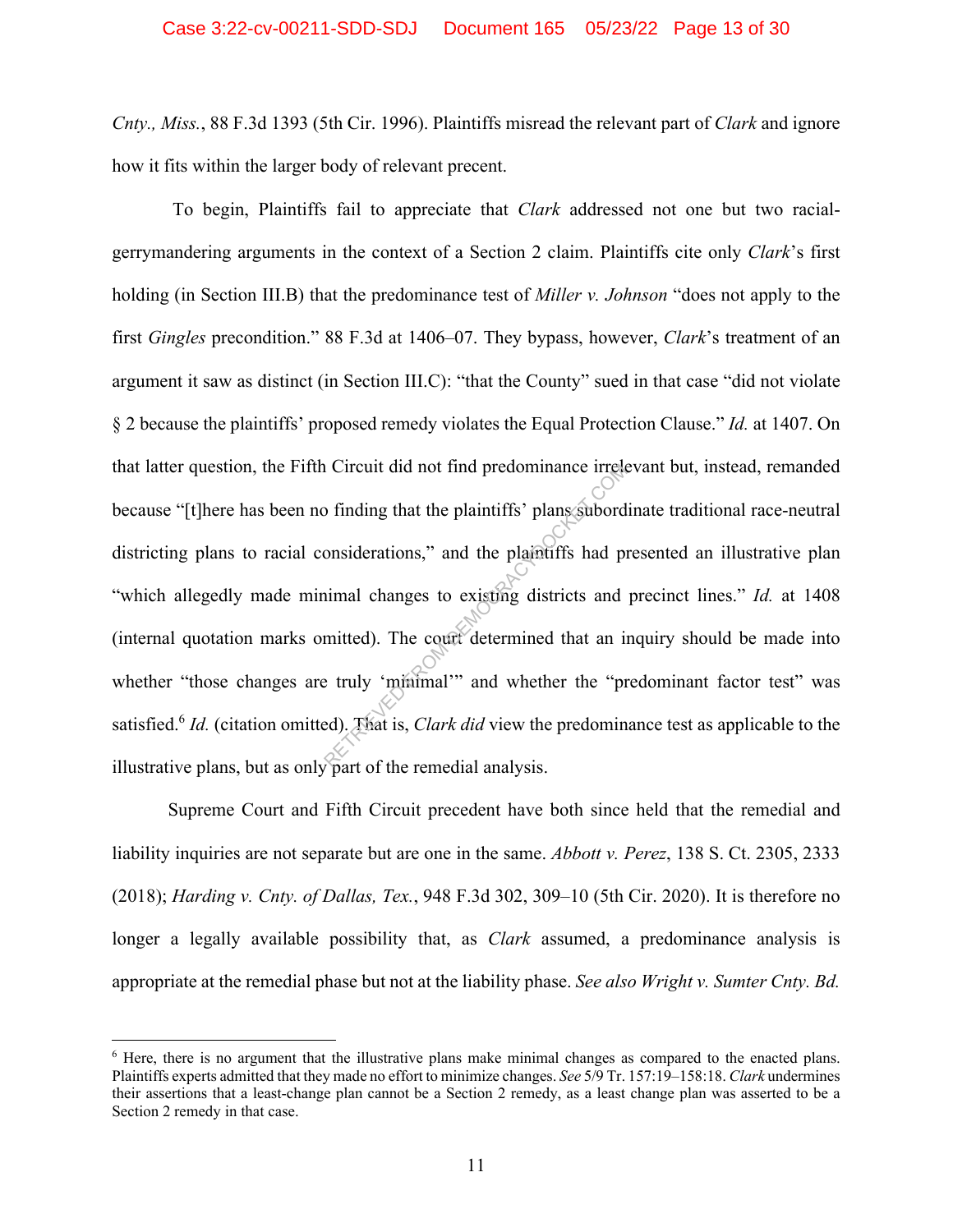*Cnty., Miss.*, 88 F.3d 1393 (5th Cir. 1996). Plaintiffs misread the relevant part of *Clark* and ignore how it fits within the larger body of relevant precent.

To begin, Plaintiffs fail to appreciate that *Clark* addressed not one but two racial-gerrymandering arguments in the context of a Section 2 claim. Plaintiffs cite only *Clark*'s first holding (in Section III.B) that the predominance test of *Miller v. Johnson* "does not apply to the first *Gingles* precondition." 88 F.3d at 1406–07. They bypass, however, *Clark*'s treatment of an argument it saw as distinct (in Section III.C): "that the County" sued in that case "did not violate § 2 because the plaintiffs' proposed remedy violates the Equal Protection Clause." *Id.* at 1407. On that latter question, the Fifth Circuit did not find predominance irrelevant but, instead, remanded because "[t]here has been no finding that the plaintiffs' plans subordinate traditional race-neutral districting plans to racial considerations," and the plaintiffs had presented an illustrative plan "which allegedly made minimal changes to existing districts and precinct lines." *Id.* at 1408 (internal quotation marks omitted). The court determined that an inquiry should be made into whether "those changes are truly 'minimal'" and whether the "predominant factor test" was satisfied.[6] *Id.* (citation omitted). That is, *Clark did* view the predominance test as applicable to the illustrative plans, but as only part of the remedial analysis.

Supreme Court and Fifth Circuit precedent have both since held that the remedial and liability inquiries are not separate but are one in the same. *Abbott v. Perez*, 138 S. Ct. 2305, 2333 (2018); *Harding v. Cnty. of Dallas, Tex.*, 948 F.3d 302, 309–10 (5th Cir. 2020). It is therefore no longer a legally available possibility that, as *Clark* assumed, a predominance analysis is appropriate at the remedial phase but not at the liability phase. *See also Wright v. Sumter Cnty. Bd.*

---

[6] Here, there is no argument that the illustrative plans make minimal changes as compared to the enacted plans. Plaintiffs experts admitted that they made no effort to minimize changes. *See* 5/9 Tr. 157:19–158:18. *Clark* undermines their assertions that a least-change plan cannot be a Section 2 remedy, as a least change plan was asserted to be a Section 2 remedy in that case.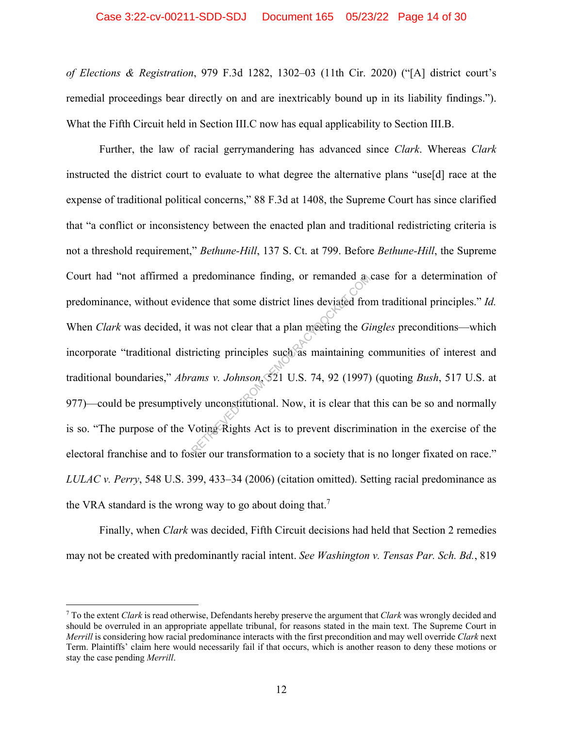*of Elections & Registration*, 979 F.3d 1282, 1302–03 (11th Cir. 2020) ("[A] district court's remedial proceedings bear directly on and are inextricably bound up in its liability findings."). What the Fifth Circuit held in Section III.C now has equal applicability to Section III.B.

Further, the law of racial gerrymandering has advanced since *Clark*. Whereas *Clark* instructed the district court to evaluate to what degree the alternative plans "use[d] race at the expense of traditional political concerns," 88 F.3d at 1408, the Supreme Court has since clarified that "a conflict or inconsistency between the enacted plan and traditional redistricting criteria is not a threshold requirement," *Bethune-Hill*, 137 S. Ct. at 799. Before *Bethune-Hill*, the Supreme Court had "not affirmed a predominance finding, or remanded a case for a determination of predominance, without evidence that some district lines deviated from traditional principles." *Id.* When *Clark* was decided, it was not clear that a plan meeting the *Gingles* preconditions—which incorporate "traditional districting principles such as maintaining communities of interest and traditional boundaries," *Abrams v. Johnson*, 521 U.S. 74, 92 (1997) (quoting *Bush*, 517 U.S. at 977)—could be presumptively unconstitutional. Now, it is clear that this can be so and normally is so. "The purpose of the Voting Rights Act is to prevent discrimination in the exercise of the electoral franchise and to foster our transformation to a society that is no longer fixated on race." *LULAC v. Perry*, 548 U.S. 399, 433–34 (2006) (citation omitted). Setting racial predominance as the VRA standard is the wrong way to go about doing that.[7]

Finally, when *Clark* was decided, Fifth Circuit decisions had held that Section 2 remedies may not be created with predominantly racial intent. *See Washington v. Tensas Par. Sch. Bd.*, 819

---

[7] To the extent *Clark* is read otherwise, Defendants hereby preserve the argument that *Clark* was wrongly decided and should be overruled in an appropriate appellate tribunal, for reasons stated in the main text. The Supreme Court in *Merrill* is considering how racial predominance interacts with the first precondition and may well override *Clark* next Term. Plaintiffs' claim here would necessarily fail if that occurs, which is another reason to deny these motions or stay the case pending *Merrill*.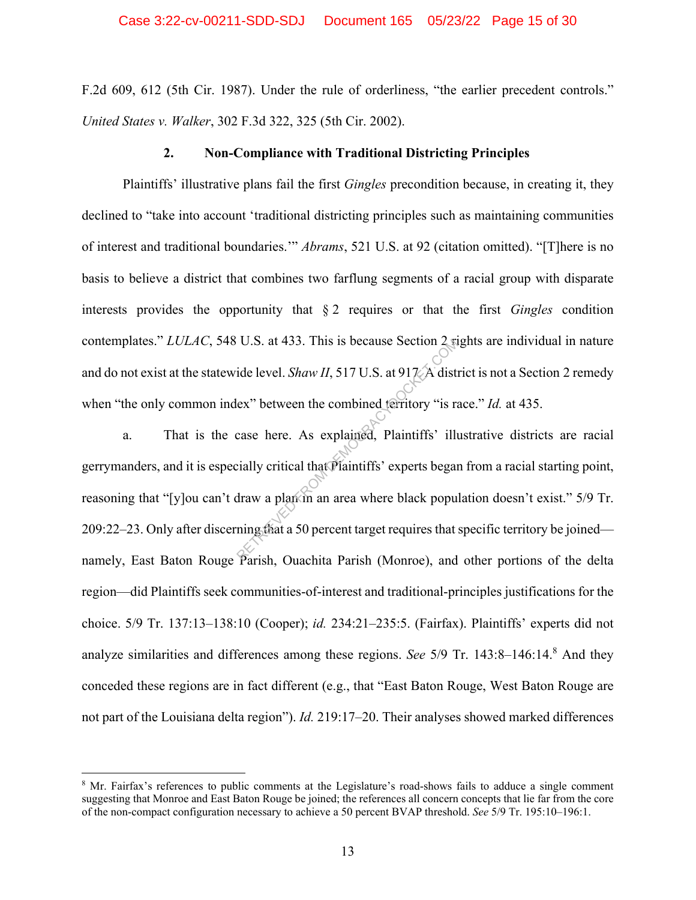F.2d 609, 612 (5th Cir. 1987). Under the rule of orderliness, "the earlier precedent controls." *United States v. Walker*, 302 F.3d 322, 325 (5th Cir. 2002).

### 2. Non-Compliance with Traditional Districting Principles

Plaintiffs' illustrative plans fail the first *Gingles* precondition because, in creating it, they declined to "take into account 'traditional districting principles such as maintaining communities of interest and traditional boundaries.'" *Abrams*, 521 U.S. at 92 (citation omitted). "[T]here is no basis to believe a district that combines two farflung segments of a racial group with disparate interests provides the opportunity that § 2 requires or that the first *Gingles* condition contemplates." *LULAC*, 548 U.S. at 433. This is because Section 2 rights are individual in nature and do not exist at the statewide level. *Shaw II*, 517 U.S. at 917. A district is not a Section 2 remedy when "the only common index" between the combined territory "is race." *Id.* at 435.

a. That is the case here. As explained, Plaintiffs' illustrative districts are racial gerrymanders, and it is especially critical that Plaintiffs' experts began from a racial starting point, reasoning that "[y]ou can't draw a plan in an area where black population doesn't exist." 5/9 Tr. 209:22–23. Only after discerning that a 50 percent target requires that specific territory be joined—namely, East Baton Rouge Parish, Ouachita Parish (Monroe), and other portions of the delta region—did Plaintiffs seek communities-of-interest and traditional-principles justifications for the choice. 5/9 Tr. 137:13–138:10 (Cooper); *id.* 234:21–235:5. (Fairfax). Plaintiffs' experts did not analyze similarities and differences among these regions. *See* 5/9 Tr. 143:8–146:14.[8] And they conceded these regions are in fact different (e.g., that "East Baton Rouge, West Baton Rouge are not part of the Louisiana delta region"). *Id.* 219:17–20. Their analyses showed marked differences

---

[8] Mr. Fairfax's references to public comments at the Legislature's road-shows fails to adduce a single comment suggesting that Monroe and East Baton Rouge be joined; the references all concern concepts that lie far from the core of the non-compact configuration necessary to achieve a 50 percent BVAP threshold. *See* 5/9 Tr. 195:10–196:1.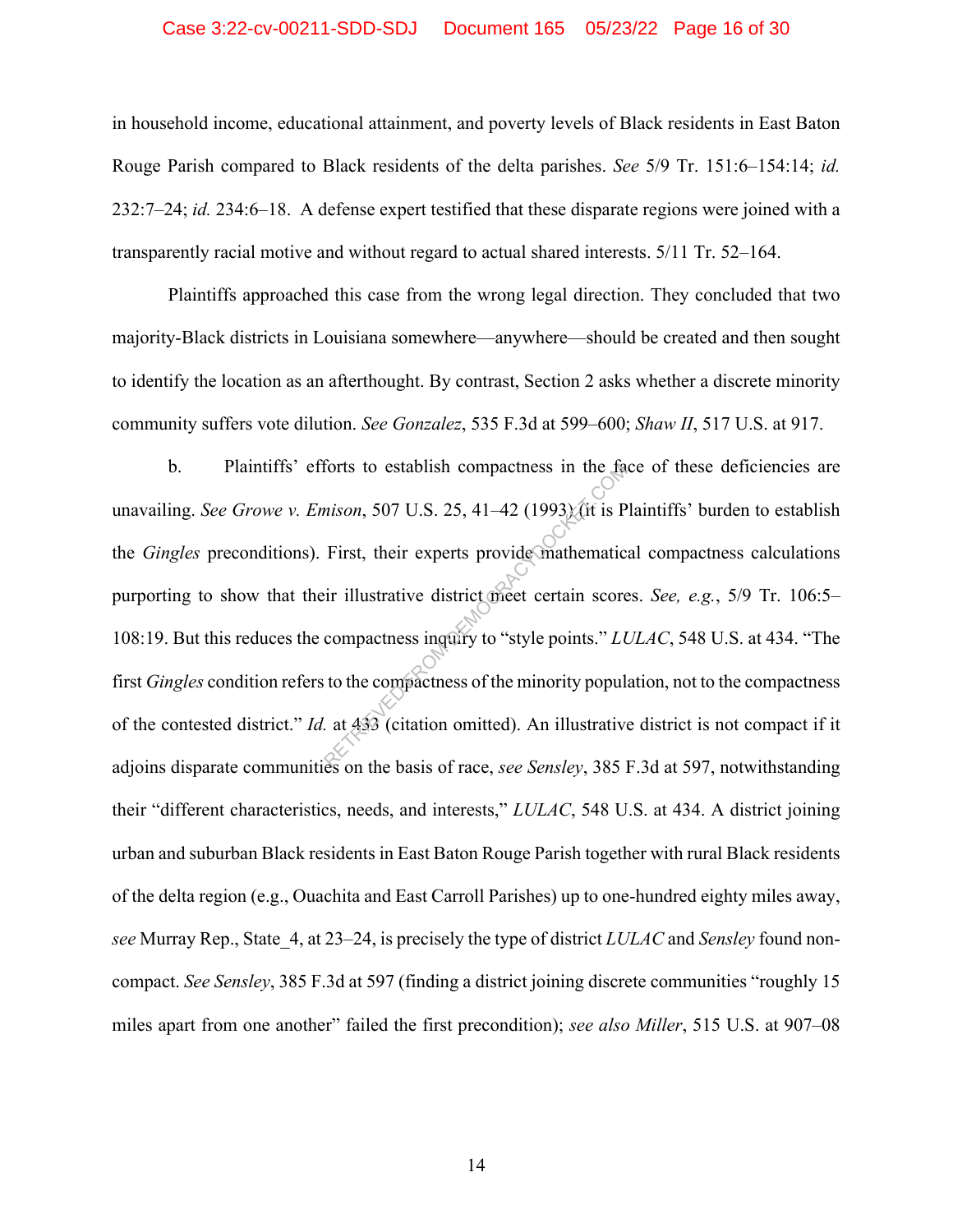in household income, educational attainment, and poverty levels of Black residents in East Baton Rouge Parish compared to Black residents of the delta parishes. *See* 5/9 Tr. 151:6–154:14; *id.* 232:7–24; *id.* 234:6–18. A defense expert testified that these disparate regions were joined with a transparently racial motive and without regard to actual shared interests. 5/11 Tr. 52–164.

Plaintiffs approached this case from the wrong legal direction. They concluded that two majority-Black districts in Louisiana somewhere—anywhere—should be created and then sought to identify the location as an afterthought. By contrast, Section 2 asks whether a discrete minority community suffers vote dilution. *See Gonzalez*, 535 F.3d at 599–600; *Shaw II*, 517 U.S. at 917.

b. Plaintiffs' efforts to establish compactness in the face of these deficiencies are unavailing. *See Growe v. Emison*, 507 U.S. 25, 41–42 (1993) (it is Plaintiffs' burden to establish the *Gingles* preconditions). First, their experts provide mathematical compactness calculations purporting to show that their illustrative district meet certain scores. *See, e.g.*, 5/9 Tr. 106:5–108:19. But this reduces the compactness inquiry to "style points." *LULAC*, 548 U.S. at 434. "The first *Gingles* condition refers to the compactness of the minority population, not to the compactness of the contested district." *Id.* at 433 (citation omitted). An illustrative district is not compact if it adjoins disparate communities on the basis of race, *see Sensley*, 385 F.3d at 597, notwithstanding their "different characteristics, needs, and interests," *LULAC*, 548 U.S. at 434. A district joining urban and suburban Black residents in East Baton Rouge Parish together with rural Black residents of the delta region (e.g., Ouachita and East Carroll Parishes) up to one-hundred eighty miles away, *see* Murray Rep., State_4, at 23–24, is precisely the type of district *LULAC* and *Sensley* found non-compact. *See Sensley*, 385 F.3d at 597 (finding a district joining discrete communities "roughly 15 miles apart from one another" failed the first precondition); *see also Miller*, 515 U.S. at 907–08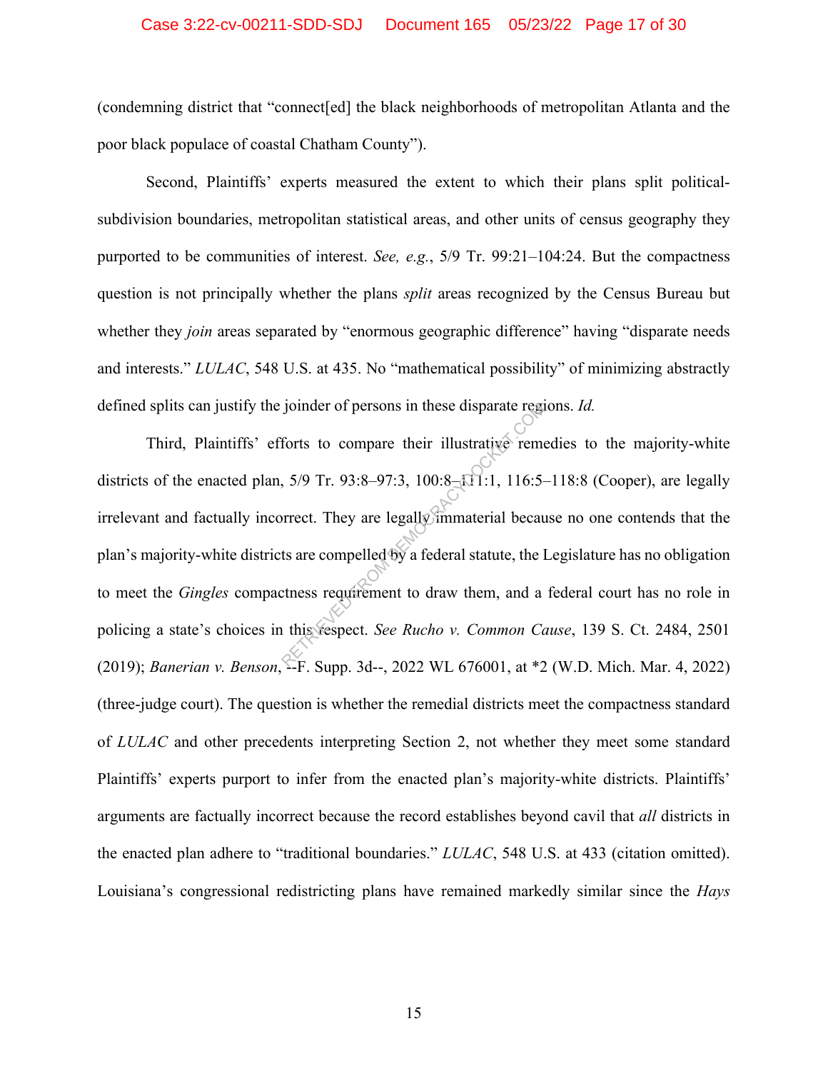(condemning district that "connect[ed] the black neighborhoods of metropolitan Atlanta and the poor black populace of coastal Chatham County").

Second, Plaintiffs' experts measured the extent to which their plans split political-subdivision boundaries, metropolitan statistical areas, and other units of census geography they purported to be communities of interest. *See, e.g.*, 5/9 Tr. 99:21–104:24. But the compactness question is not principally whether the plans *split* areas recognized by the Census Bureau but whether they *join* areas separated by "enormous geographic difference" having "disparate needs and interests." *LULAC*, 548 U.S. at 435. No "mathematical possibility" of minimizing abstractly defined splits can justify the joinder of persons in these disparate regions. *Id.*

Third, Plaintiffs' efforts to compare their illustrative remedies to the majority-white districts of the enacted plan, 5/9 Tr. 93:8–97:3, 100:8–111:1, 116:5–118:8 (Cooper), are legally irrelevant and factually incorrect. They are legally immaterial because no one contends that the plan's majority-white districts are compelled by a federal statute, the Legislature has no obligation to meet the *Gingles* compactness requirement to draw them, and a federal court has no role in policing a state's choices in this respect. *See Rucho v. Common Cause*, 139 S. Ct. 2484, 2501 (2019); *Banerian v. Benson*, --F. Supp. 3d--, 2022 WL 676001, at *2 (W.D. Mich. Mar. 4, 2022) (three-judge court). The question is whether the remedial districts meet the compactness standard of *LULAC* and other precedents interpreting Section 2, not whether they meet some standard Plaintiffs' experts purport to infer from the enacted plan's majority-white districts. Plaintiffs' arguments are factually incorrect because the record establishes beyond cavil that *all* districts in the enacted plan adhere to "traditional boundaries." *LULAC*, 548 U.S. at 433 (citation omitted). Louisiana's congressional redistricting plans have remained markedly similar since the *Hays*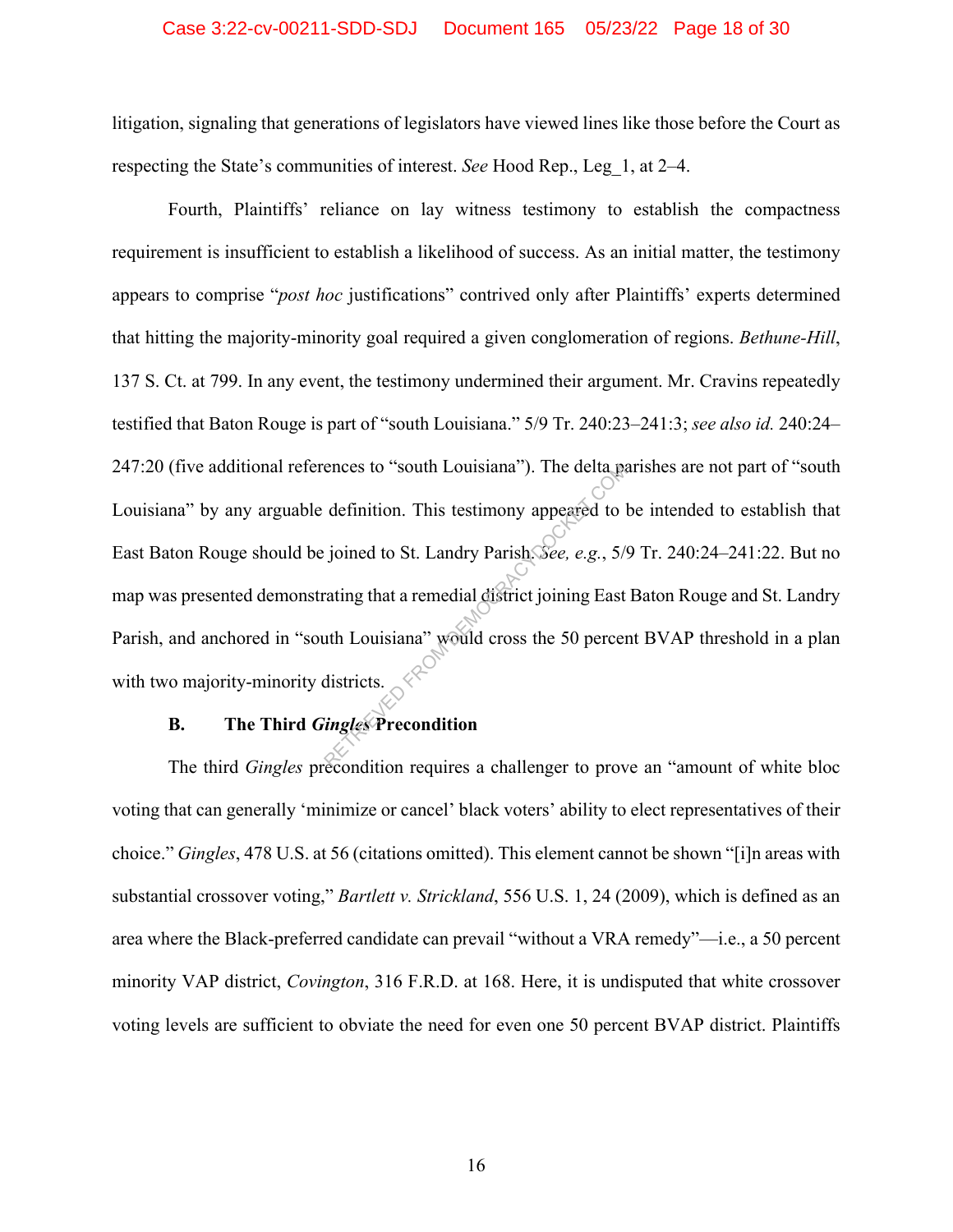litigation, signaling that generations of legislators have viewed lines like those before the Court as respecting the State's communities of interest. *See* Hood Rep., Leg_1, at 2–4.

Fourth, Plaintiffs' reliance on lay witness testimony to establish the compactness requirement is insufficient to establish a likelihood of success. As an initial matter, the testimony appears to comprise "*post hoc* justifications" contrived only after Plaintiffs' experts determined that hitting the majority-minority goal required a given conglomeration of regions. *Bethune-Hill*, 137 S. Ct. at 799. In any event, the testimony undermined their argument. Mr. Cravins repeatedly testified that Baton Rouge is part of "south Louisiana." 5/9 Tr. 240:23–241:3; *see also id.* 240:24–247:20 (five additional references to "south Louisiana"). The delta parishes are not part of "south Louisiana" by any arguable definition. This testimony appeared to be intended to establish that East Baton Rouge should be joined to St. Landry Parish. *See, e.g.*, 5/9 Tr. 240:24–241:22. But no map was presented demonstrating that a remedial district joining East Baton Rouge and St. Landry Parish, and anchored in "south Louisiana" would cross the 50 percent BVAP threshold in a plan with two majority-minority districts.

### B. The Third *Gingles* Precondition

The third *Gingles* precondition requires a challenger to prove an "amount of white bloc voting that can generally 'minimize or cancel' black voters' ability to elect representatives of their choice." *Gingles*, 478 U.S. at 56 (citations omitted). This element cannot be shown "[i]n areas with substantial crossover voting," *Bartlett v. Strickland*, 556 U.S. 1, 24 (2009), which is defined as an area where the Black-preferred candidate can prevail "without a VRA remedy"—i.e., a 50 percent minority VAP district, *Covington*, 316 F.R.D. at 168. Here, it is undisputed that white crossover voting levels are sufficient to obviate the need for even one 50 percent BVAP district. Plaintiffs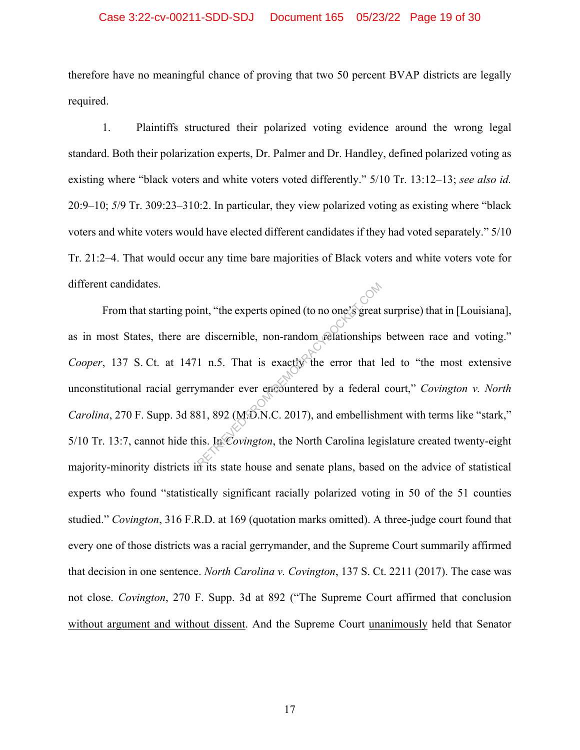therefore have no meaningful chance of proving that two 50 percent BVAP districts are legally required.

1. Plaintiffs structured their polarized voting evidence around the wrong legal standard. Both their polarization experts, Dr. Palmer and Dr. Handley, defined polarized voting as existing where "black voters and white voters voted differently." 5/10 Tr. 13:12–13; *see also id.* 20:9–10; 5/9 Tr. 309:23–310:2. In particular, they view polarized voting as existing where "black voters and white voters would have elected different candidates if they had voted separately." 5/10 Tr. 21:2–4. That would occur any time bare majorities of Black voters and white voters vote for different candidates.

From that starting point, "the experts opined (to no one's great surprise) that in [Louisiana], as in most States, there are discernible, non-random relationships between race and voting." *Cooper*, 137 S. Ct. at 1471 n.5. That is exactly the error that led to "the most extensive unconstitutional racial gerrymander ever encountered by a federal court," *Covington v. North Carolina*, 270 F. Supp. 3d 881, 892 (M.D.N.C. 2017), and embellishment with terms like "stark," 5/10 Tr. 13:7, cannot hide this. In *Covington*, the North Carolina legislature created twenty-eight majority-minority districts in its state house and senate plans, based on the advice of statistical experts who found "statistically significant racially polarized voting in 50 of the 51 counties studied." *Covington*, 316 F.R.D. at 169 (quotation marks omitted). A three-judge court found that every one of those districts was a racial gerrymander, and the Supreme Court summarily affirmed that decision in one sentence. *North Carolina v. Covington*, 137 S. Ct. 2211 (2017). The case was not close. *Covington*, 270 F. Supp. 3d at 892 ("The Supreme Court affirmed that conclusion without argument and without dissent. And the Supreme Court unanimously held that Senator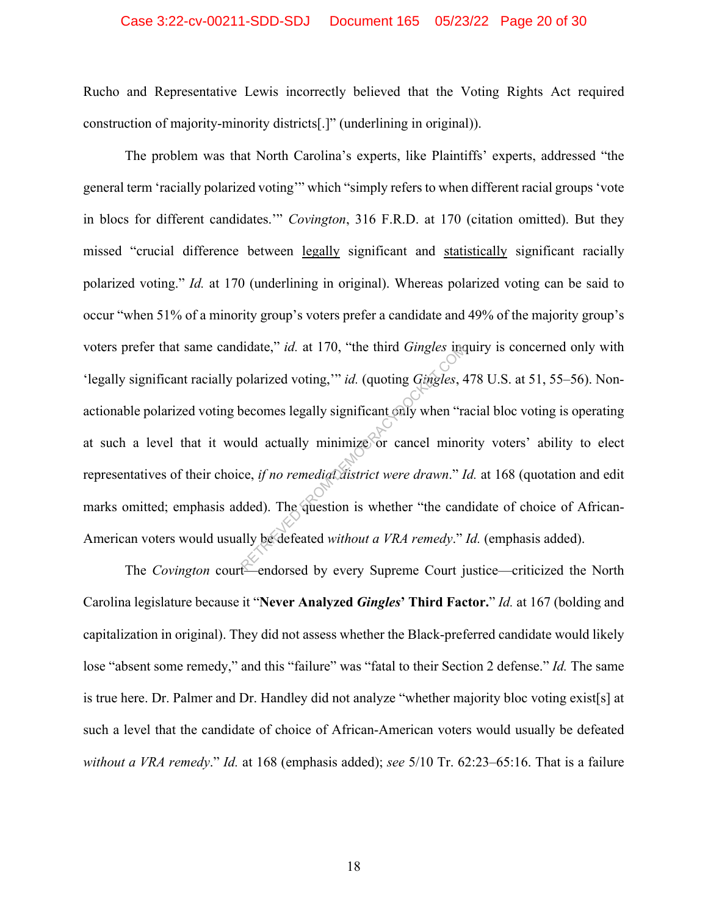Rucho and Representative Lewis incorrectly believed that the Voting Rights Act required construction of majority-minority districts[.]" (underlining in original)).

The problem was that North Carolina's experts, like Plaintiffs' experts, addressed "the general term 'racially polarized voting'" which "simply refers to when different racial groups 'vote in blocs for different candidates.'" *Covington*, 316 F.R.D. at 170 (citation omitted). But they missed "crucial difference between <u>legally</u> significant and <u>statistically</u> significant racially polarized voting." *Id.* at 170 (underlining in original). Whereas polarized voting can be said to occur "when 51% of a minority group's voters prefer a candidate and 49% of the majority group's voters prefer that same candidate," *id.* at 170, "the third *Gingles* inquiry is concerned only with 'legally significant racially polarized voting,'" *id.* (quoting *Gingles*, 478 U.S. at 51, 55–56). Non-actionable polarized voting becomes legally significant only when "racial bloc voting is operating at such a level that it would actually minimize or cancel minority voters' ability to elect representatives of their choice, *if no remedial district were drawn*." *Id.* at 168 (quotation and edit marks omitted; emphasis added). The question is whether "the candidate of choice of African-American voters would usually be defeated *without a VRA remedy*." *Id.* (emphasis added).

The *Covington* court—endorsed by every Supreme Court justice—criticized the North Carolina legislature because it "**Never Analyzed *Gingles*' Third Factor.**" *Id.* at 167 (bolding and capitalization in original). They did not assess whether the Black-preferred candidate would likely lose "absent some remedy," and this "failure" was "fatal to their Section 2 defense." *Id.* The same is true here. Dr. Palmer and Dr. Handley did not analyze "whether majority bloc voting exist[s] at such a level that the candidate of choice of African-American voters would usually be defeated *without a VRA remedy*." *Id.* at 168 (emphasis added); *see* 5/10 Tr. 62:23–65:16. That is a failure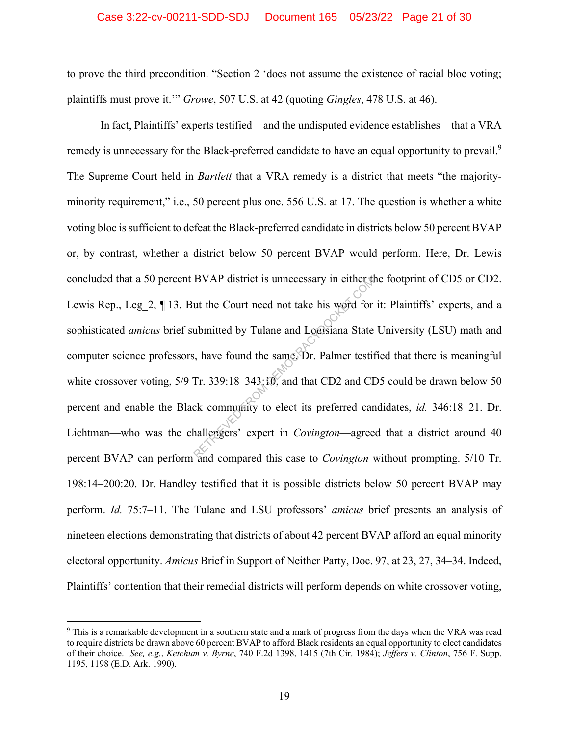to prove the third precondition. "Section 2 'does not assume the existence of racial bloc voting; plaintiffs must prove it.'" *Growe*, 507 U.S. at 42 (quoting *Gingles*, 478 U.S. at 46).

In fact, Plaintiffs' experts testified—and the undisputed evidence establishes—that a VRA remedy is unnecessary for the Black-preferred candidate to have an equal opportunity to prevail.[9] The Supreme Court held in *Bartlett* that a VRA remedy is a district that meets "the majority-minority requirement," i.e., 50 percent plus one. 556 U.S. at 17. The question is whether a white voting bloc is sufficient to defeat the Black-preferred candidate in districts below 50 percent BVAP or, by contrast, whether a district below 50 percent BVAP would perform. Here, Dr. Lewis concluded that a 50 percent BVAP district is unnecessary in either the footprint of CD5 or CD2. Lewis Rep., Leg_2, ¶ 13. But the Court need not take his word for it: Plaintiffs' experts, and a sophisticated *amicus* brief submitted by Tulane and Louisiana State University (LSU) math and computer science professors, have found the same. Dr. Palmer testified that there is meaningful white crossover voting, 5/9 Tr. 339:18–343:10, and that CD2 and CD5 could be drawn below 50 percent and enable the Black community to elect its preferred candidates, *id.* 346:18–21. Dr. Lichtman—who was the challengers' expert in *Covington*—agreed that a district around 40 percent BVAP can perform and compared this case to *Covington* without prompting. 5/10 Tr. 198:14–200:20. Dr. Handley testified that it is possible districts below 50 percent BVAP may perform. *Id.* 75:7–11. The Tulane and LSU professors' *amicus* brief presents an analysis of nineteen elections demonstrating that districts of about 42 percent BVAP afford an equal minority electoral opportunity. *Amicus* Brief in Support of Neither Party, Doc. 97, at 23, 27, 34–34. Indeed, Plaintiffs' contention that their remedial districts will perform depends on white crossover voting,

[9] This is a remarkable development in a southern state and a mark of progress from the days when the VRA was read to require districts be drawn above 60 percent BVAP to afford Black residents an equal opportunity to elect candidates of their choice. *See, e.g.*, *Ketchum v. Byrne*, 740 F.2d 1398, 1415 (7th Cir. 1984); *Jeffers v. Clinton*, 756 F. Supp. 1195, 1198 (E.D. Ark. 1990).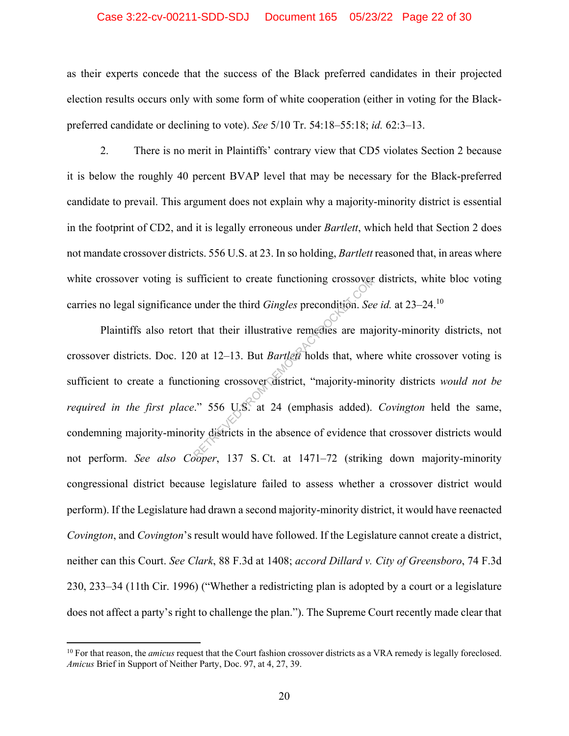as their experts concede that the success of the Black preferred candidates in their projected election results occurs only with some form of white cooperation (either in voting for the Black-preferred candidate or declining to vote). *See* 5/10 Tr. 54:18–55:18; *id.* 62:3–13.

2. There is no merit in Plaintiffs' contrary view that CD5 violates Section 2 because it is below the roughly 40 percent BVAP level that may be necessary for the Black-preferred candidate to prevail. This argument does not explain why a majority-minority district is essential in the footprint of CD2, and it is legally erroneous under *Bartlett*, which held that Section 2 does not mandate crossover districts. 556 U.S. at 23. In so holding, *Bartlett* reasoned that, in areas where white crossover voting is sufficient to create functioning crossover districts, white bloc voting carries no legal significance under the third *Gingles* precondition. *See id.* at 23–24.[10]

Plaintiffs also retort that their illustrative remedies are majority-minority districts, not crossover districts. Doc. 120 at 12–13. But *Bartlett* holds that, where white crossover voting is sufficient to create a functioning crossover district, "majority-minority districts *would not be required in the first place*." 556 U.S. at 24 (emphasis added). *Covington* held the same, condemning majority-minority districts in the absence of evidence that crossover districts would not perform. *See also Cooper*, 137 S. Ct. at 1471–72 (striking down majority-minority congressional district because legislature failed to assess whether a crossover district would perform). If the Legislature had drawn a second majority-minority district, it would have reenacted *Covington*, and *Covington*'s result would have followed. If the Legislature cannot create a district, neither can this Court. *See Clark*, 88 F.3d at 1408; *accord Dillard v. City of Greensboro*, 74 F.3d 230, 233–34 (11th Cir. 1996) ("Whether a redistricting plan is adopted by a court or a legislature does not affect a party's right to challenge the plan."). The Supreme Court recently made clear that

---

[10] For that reason, the *amicus* request that the Court fashion crossover districts as a VRA remedy is legally foreclosed. *Amicus* Brief in Support of Neither Party, Doc. 97, at 4, 27, 39.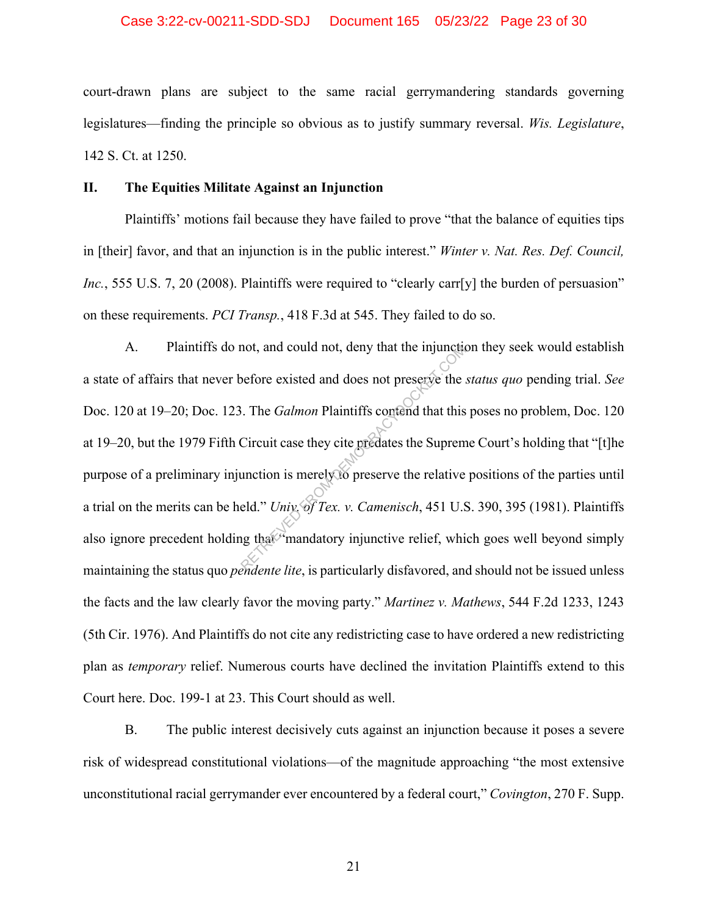court-drawn plans are subject to the same racial gerrymandering standards governing legislatures—finding the principle so obvious as to justify summary reversal. *Wis. Legislature*, 142 S. Ct. at 1250.

## II. The Equities Militate Against an Injunction

Plaintiffs' motions fail because they have failed to prove "that the balance of equities tips in [their] favor, and that an injunction is in the public interest." *Winter v. Nat. Res. Def. Council, Inc.*, 555 U.S. 7, 20 (2008). Plaintiffs were required to "clearly carr[y] the burden of persuasion" on these requirements. *PCI Transp.*, 418 F.3d at 545. They failed to do so.

A. Plaintiffs do not, and could not, deny that the injunction they seek would establish a state of affairs that never before existed and does not preserve the *status quo* pending trial. *See* Doc. 120 at 19–20; Doc. 123. The *Galmon* Plaintiffs contend that this poses no problem, Doc. 120 at 19–20, but the 1979 Fifth Circuit case they cite predates the Supreme Court's holding that "[t]he purpose of a preliminary injunction is merely to preserve the relative positions of the parties until a trial on the merits can be held." *Univ. of Tex. v. Camenisch*, 451 U.S. 390, 395 (1981). Plaintiffs also ignore precedent holding that "mandatory injunctive relief, which goes well beyond simply maintaining the status quo *pendente lite*, is particularly disfavored, and should not be issued unless the facts and the law clearly favor the moving party." *Martinez v. Mathews*, 544 F.2d 1233, 1243 (5th Cir. 1976). And Plaintiffs do not cite any redistricting case to have ordered a new redistricting plan as *temporary* relief. Numerous courts have declined the invitation Plaintiffs extend to this Court here. Doc. 199-1 at 23. This Court should as well.

B. The public interest decisively cuts against an injunction because it poses a severe risk of widespread constitutional violations—of the magnitude approaching "the most extensive unconstitutional racial gerrymander ever encountered by a federal court," *Covington*, 270 F. Supp.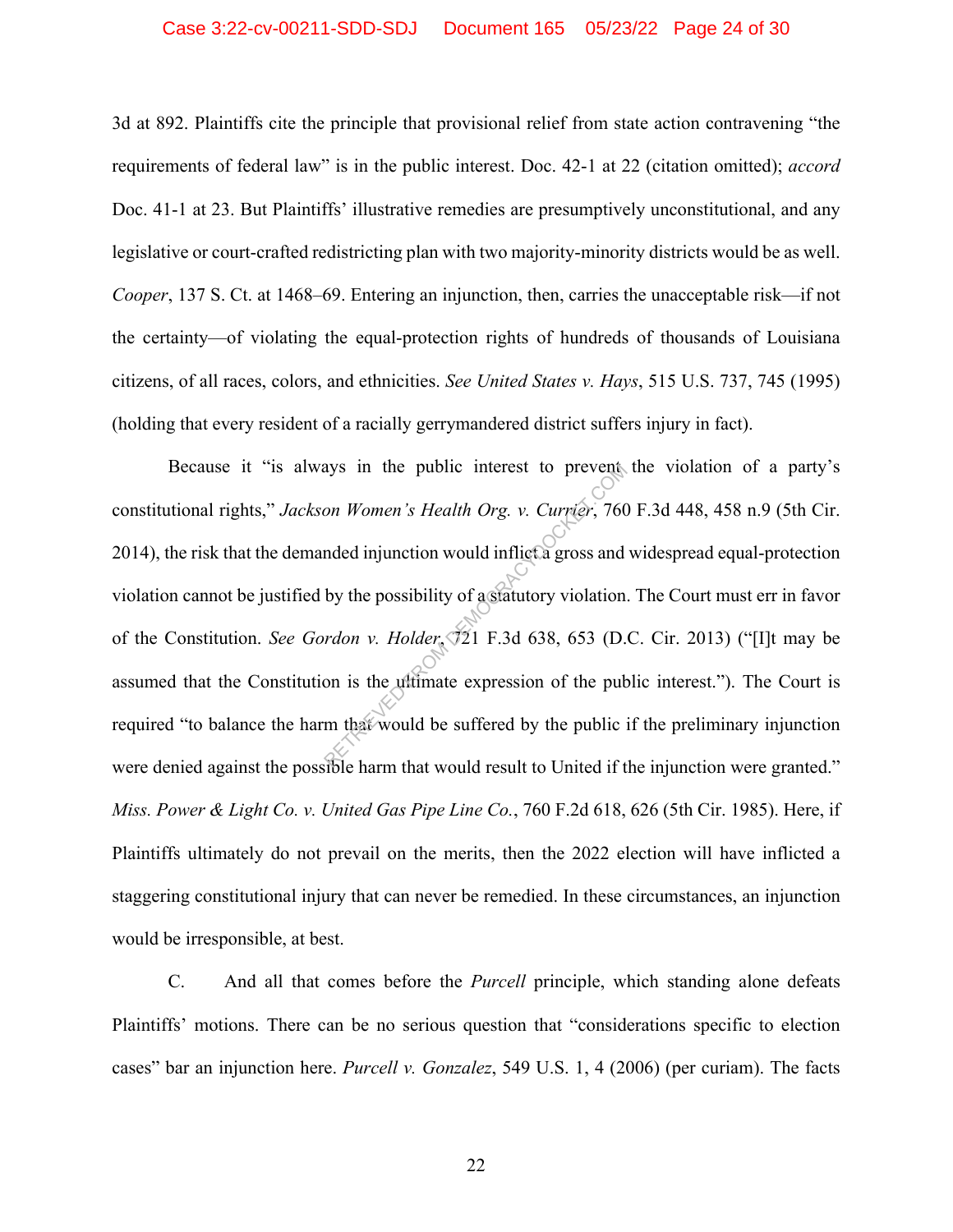3d at 892. Plaintiffs cite the principle that provisional relief from state action contravening "the requirements of federal law" is in the public interest. Doc. 42-1 at 22 (citation omitted); *accord* Doc. 41-1 at 23. But Plaintiffs' illustrative remedies are presumptively unconstitutional, and any legislative or court-crafted redistricting plan with two majority-minority districts would be as well. *Cooper*, 137 S. Ct. at 1468–69. Entering an injunction, then, carries the unacceptable risk—if not the certainty—of violating the equal-protection rights of hundreds of thousands of Louisiana citizens, of all races, colors, and ethnicities. *See United States v. Hays*, 515 U.S. 737, 745 (1995) (holding that every resident of a racially gerrymandered district suffers injury in fact).

Because it "is always in the public interest to prevent the violation of a party's constitutional rights," *Jackson Women's Health Org. v. Currier*, 760 F.3d 448, 458 n.9 (5th Cir. 2014), the risk that the demanded injunction would inflict a gross and widespread equal-protection violation cannot be justified by the possibility of a statutory violation. The Court must err in favor of the Constitution. *See Gordon v. Holder*, 721 F.3d 638, 653 (D.C. Cir. 2013) ("[I]t may be assumed that the Constitution is the ultimate expression of the public interest."). The Court is required "to balance the harm that would be suffered by the public if the preliminary injunction were denied against the possible harm that would result to United if the injunction were granted." *Miss. Power & Light Co. v. United Gas Pipe Line Co.*, 760 F.2d 618, 626 (5th Cir. 1985). Here, if Plaintiffs ultimately do not prevail on the merits, then the 2022 election will have inflicted a staggering constitutional injury that can never be remedied. In these circumstances, an injunction would be irresponsible, at best.

C. And all that comes before the *Purcell* principle, which standing alone defeats Plaintiffs' motions. There can be no serious question that "considerations specific to election cases" bar an injunction here. *Purcell v. Gonzalez*, 549 U.S. 1, 4 (2006) (per curiam). The facts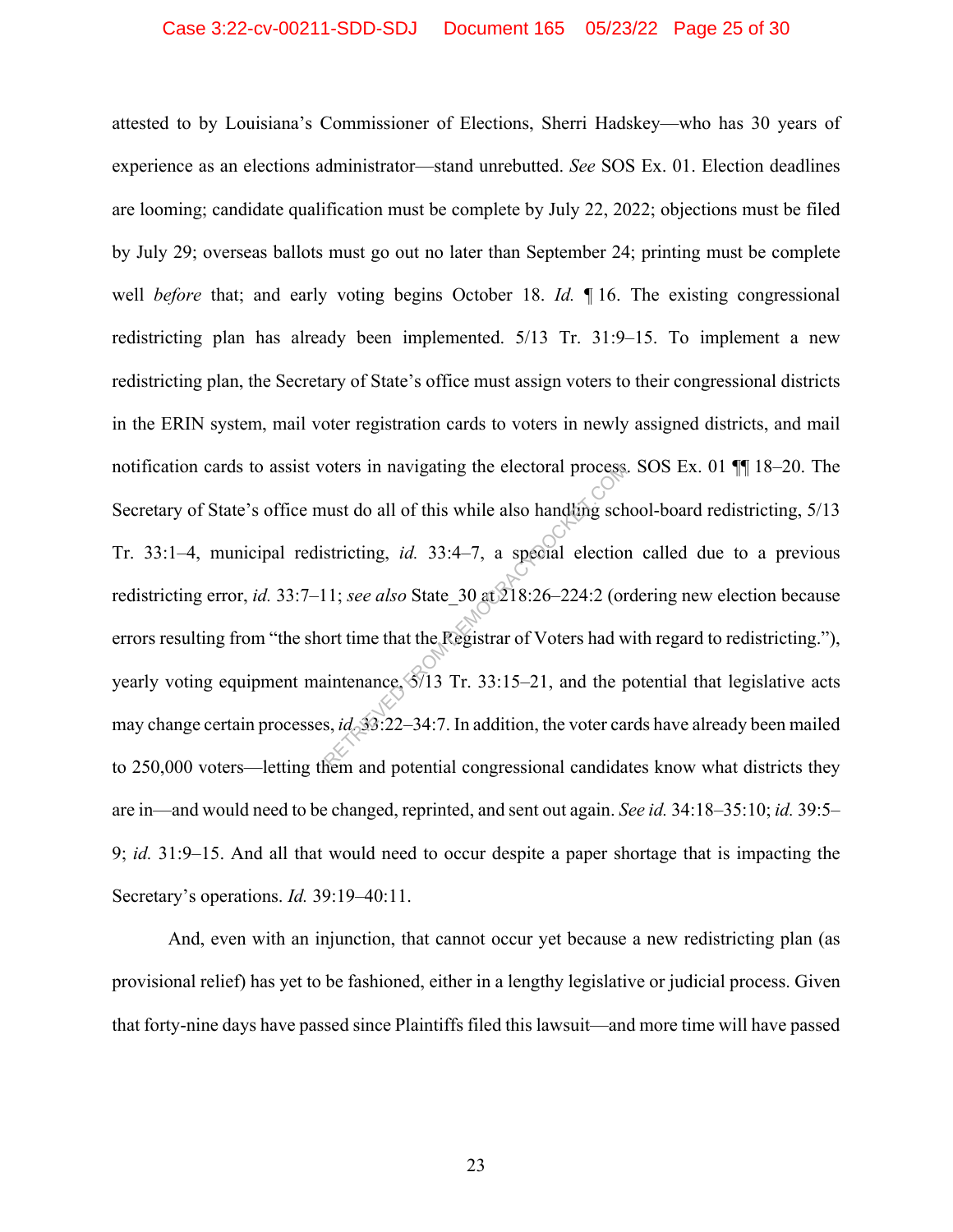attested to by Louisiana's Commissioner of Elections, Sherri Hadskey—who has 30 years of experience as an elections administrator—stand unrebutted. *See* SOS Ex. 01. Election deadlines are looming; candidate qualification must be complete by July 22, 2022; objections must be filed by July 29; overseas ballots must go out no later than September 24; printing must be complete well *before* that; and early voting begins October 18. *Id.* ¶ 16. The existing congressional redistricting plan has already been implemented. 5/13 Tr. 31:9–15. To implement a new redistricting plan, the Secretary of State's office must assign voters to their congressional districts in the ERIN system, mail voter registration cards to voters in newly assigned districts, and mail notification cards to assist voters in navigating the electoral process. SOS Ex. 01 ¶¶ 18–20. The Secretary of State's office must do all of this while also handling school-board redistricting, 5/13 Tr. 33:1–4, municipal redistricting, *id.* 33:4–7, a special election called due to a previous redistricting error, *id.* 33:7–11; *see also* State_30 at 218:26–224:2 (ordering new election because errors resulting from "the short time that the Registrar of Voters had with regard to redistricting."), yearly voting equipment maintenance, 5/13 Tr. 33:15–21, and the potential that legislative acts may change certain processes, *id.* 33:22–34:7. In addition, the voter cards have already been mailed to 250,000 voters—letting them and potential congressional candidates know what districts they are in—and would need to be changed, reprinted, and sent out again. *See id.* 34:18–35:10; *id.* 39:5–9; *id.* 31:9–15. And all that would need to occur despite a paper shortage that is impacting the Secretary's operations. *Id.* 39:19–40:11.

And, even with an injunction, that cannot occur yet because a new redistricting plan (as provisional relief) has yet to be fashioned, either in a lengthy legislative or judicial process. Given that forty-nine days have passed since Plaintiffs filed this lawsuit—and more time will have passed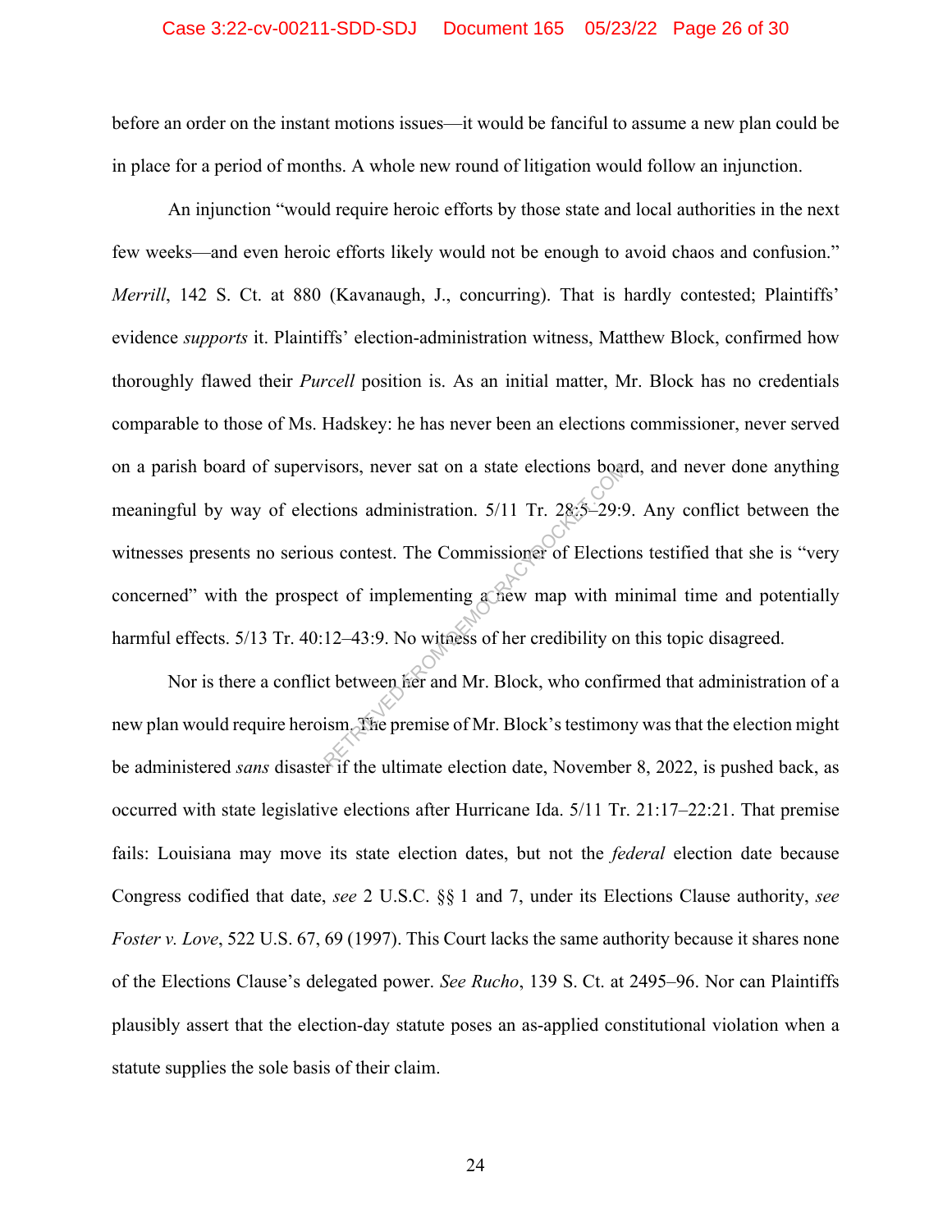before an order on the instant motions issues—it would be fanciful to assume a new plan could be in place for a period of months. A whole new round of litigation would follow an injunction.

An injunction "would require heroic efforts by those state and local authorities in the next few weeks—and even heroic efforts likely would not be enough to avoid chaos and confusion." *Merrill*, 142 S. Ct. at 880 (Kavanaugh, J., concurring). That is hardly contested; Plaintiffs' evidence *supports* it. Plaintiffs' election-administration witness, Matthew Block, confirmed how thoroughly flawed their *Purcell* position is. As an initial matter, Mr. Block has no credentials comparable to those of Ms. Hadskey: he has never been an elections commissioner, never served on a parish board of supervisors, never sat on a state elections board, and never done anything meaningful by way of elections administration. 5/11 Tr. 28:5–29:9. Any conflict between the witnesses presents no serious contest. The Commissioner of Elections testified that she is "very concerned" with the prospect of implementing a new map with minimal time and potentially harmful effects. 5/13 Tr. 40:12–43:9. No witness of her credibility on this topic disagreed.

Nor is there a conflict between her and Mr. Block, who confirmed that administration of a new plan would require heroism. The premise of Mr. Block's testimony was that the election might be administered *sans* disaster if the ultimate election date, November 8, 2022, is pushed back, as occurred with state legislative elections after Hurricane Ida. 5/11 Tr. 21:17–22:21. That premise fails: Louisiana may move its state election dates, but not the *federal* election date because Congress codified that date, *see* 2 U.S.C. §§ 1 and 7, under its Elections Clause authority, *see* *Foster v. Love*, 522 U.S. 67, 69 (1997). This Court lacks the same authority because it shares none of the Elections Clause's delegated power. *See Rucho*, 139 S. Ct. at 2495–96. Nor can Plaintiffs plausibly assert that the election-day statute poses an as-applied constitutional violation when a statute supplies the sole basis of their claim.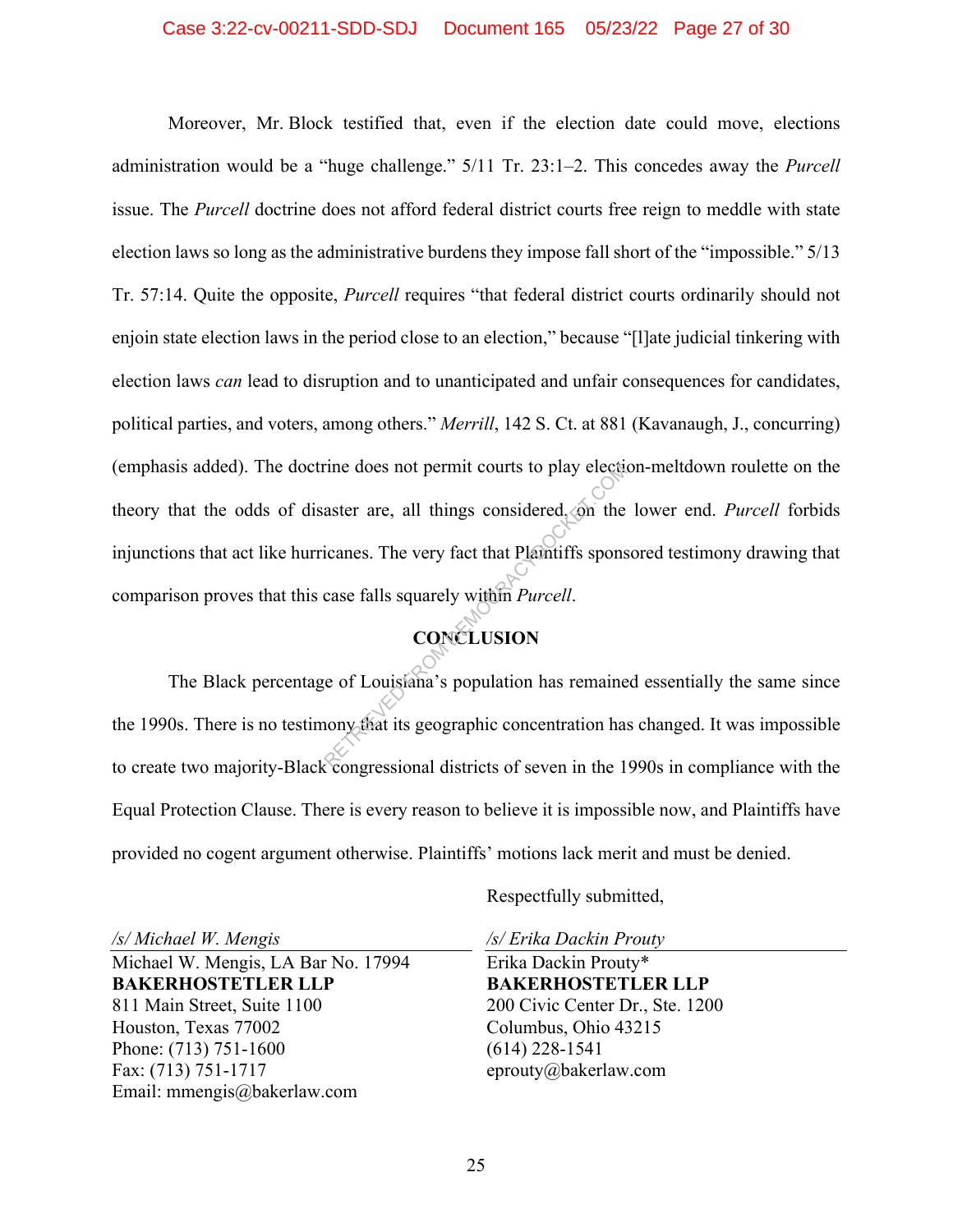Moreover, Mr. Block testified that, even if the election date could move, elections administration would be a "huge challenge." 5/11 Tr. 23:1–2. This concedes away the *Purcell* issue. The *Purcell* doctrine does not afford federal district courts free reign to meddle with state election laws so long as the administrative burdens they impose fall short of the "impossible." 5/13 Tr. 57:14. Quite the opposite, *Purcell* requires "that federal district courts ordinarily should not enjoin state election laws in the period close to an election," because "[l]ate judicial tinkering with election laws *can* lead to disruption and to unanticipated and unfair consequences for candidates, political parties, and voters, among others." *Merrill*, 142 S. Ct. at 881 (Kavanaugh, J., concurring) (emphasis added). The doctrine does not permit courts to play election-meltdown roulette on the theory that the odds of disaster are, all things considered, on the lower end. *Purcell* forbids injunctions that act like hurricanes. The very fact that Plaintiffs sponsored testimony drawing that comparison proves that this case falls squarely within *Purcell*.

## CONCLUSION

The Black percentage of Louisiana's population has remained essentially the same since the 1990s. There is no testimony that its geographic concentration has changed. It was impossible to create two majority-Black congressional districts of seven in the 1990s in compliance with the Equal Protection Clause. There is every reason to believe it is impossible now, and Plaintiffs have provided no cogent argument otherwise. Plaintiffs' motions lack merit and must be denied.

Respectfully submitted,

*/s/ Michael W. Mengis*
Michael W. Mengis, LA Bar No. 17994
**BAKERHOSTETLER LLP**
811 Main Street, Suite 1100
Houston, Texas 77002
Phone: (713) 751-1600
Fax: (713) 751-1717
Email: mmengis@bakerlaw.com

*/s/ Erika Dackin Prouty*
Erika Dackin Prouty*
**BAKERHOSTETLER LLP**
200 Civic Center Dr., Ste. 1200
Columbus, Ohio 43215
(614) 228-1541
eprouty@bakerlaw.com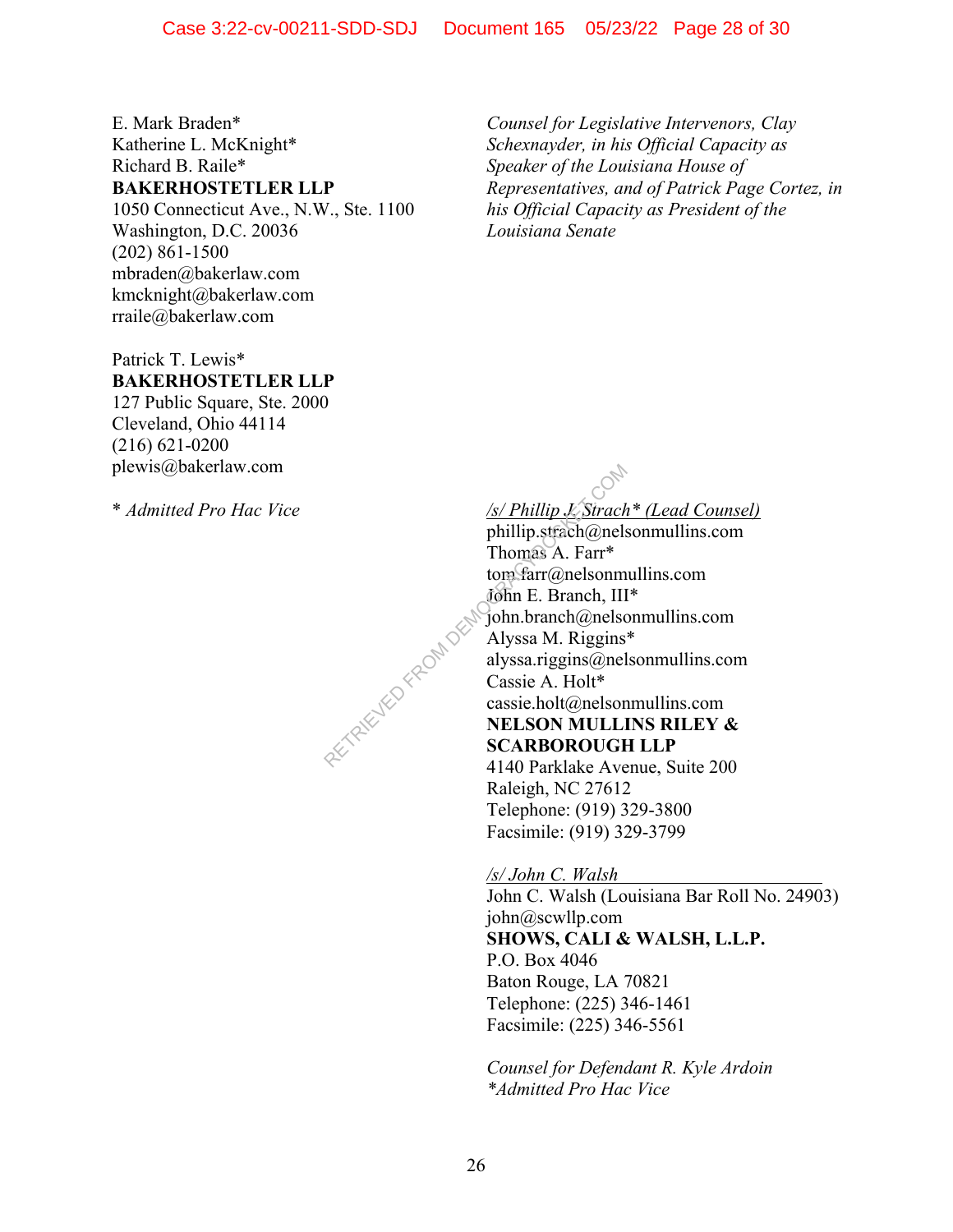E. Mark Braden*
Katherine L. McKnight*
Richard B. Raile*
**BAKERHOSTETLER LLP**
1050 Connecticut Ave., N.W., Ste. 1100
Washington, D.C. 20036
(202) 861-1500
mbraden@bakerlaw.com
kmcknight@bakerlaw.com
rraile@bakerlaw.com

Patrick T. Lewis*
**BAKERHOSTETLER LLP**
127 Public Square, Ste. 2000
Cleveland, Ohio 44114
(216) 621-0200
plewis@bakerlaw.com

*\* Admitted Pro Hac Vice*

*Counsel for Legislative Intervenors, Clay Schexnayder, in his Official Capacity as Speaker of the Louisiana House of Representatives, and of Patrick Page Cortez, in his Official Capacity as President of the Louisiana Senate*

*/s/ Phillip J. Strach\* (Lead Counsel)*
phillip.strach@nelsonmullins.com
Thomas A. Farr*
tom.farr@nelsonmullins.com
John E. Branch, III*
john.branch@nelsonmullins.com
Alyssa M. Riggins*
alyssa.riggins@nelsonmullins.com
Cassie A. Holt*
cassie.holt@nelsonmullins.com
**NELSON MULLINS RILEY & SCARBOROUGH LLP**
4140 Parklake Avenue, Suite 200
Raleigh, NC 27612
Telephone: (919) 329-3800
Facsimile: (919) 329-3799

*/s/ John C. Walsh*
John C. Walsh (Louisiana Bar Roll No. 24903)
john@scwllp.com
**SHOWS, CALI & WALSH, L.L.P.**
P.O. Box 4046
Baton Rouge, LA 70821
Telephone: (225) 346-1461
Facsimile: (225) 346-5561

*Counsel for Defendant R. Kyle Ardoin*
*\*Admitted Pro Hac Vice*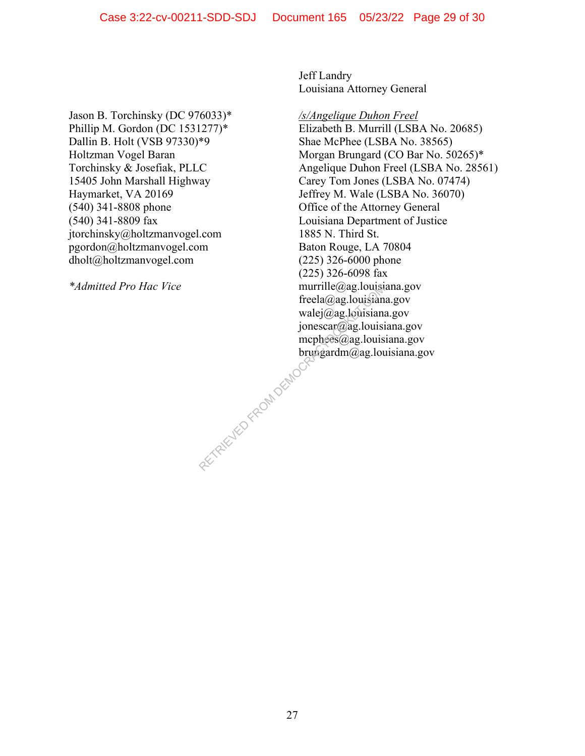Jeff Landry
Louisiana Attorney General

Jason B. Torchinsky (DC 976033)*
Phillip M. Gordon (DC 1531277)*
Dallin B. Holt (VSB 97330)*9
Holtzman Vogel Baran
Torchinsky & Josefiak, PLLC
15405 John Marshall Highway
Haymarket, VA 20169
(540) 341-8808 phone
(540) 341-8809 fax
jtorchinsky@holtzmanvogel.com
pgordon@holtzmanvogel.com
dholt@holtzmanvogel.com

*\*Admitted Pro Hac Vice*

*/s/Angelique Duhon Freel*
Elizabeth B. Murrill (LSBA No. 20685)
Shae McPhee (LSBA No. 38565)
Morgan Brungard (CO Bar No. 50265)*
Angelique Duhon Freel (LSBA No. 28561)
Carey Tom Jones (LSBA No. 07474)
Jeffrey M. Wale (LSBA No. 36070)
Office of the Attorney General
Louisiana Department of Justice
1885 N. Third St.
Baton Rouge, LA 70804
(225) 326-6000 phone
(225) 326-6098 fax
murrille@ag.louisiana.gov
freela@ag.louisiana.gov
walej@ag.louisiana.gov
jonescar@ag.louisiana.gov
mcphees@ag.louisiana.gov
brungardm@ag.louisiana.gov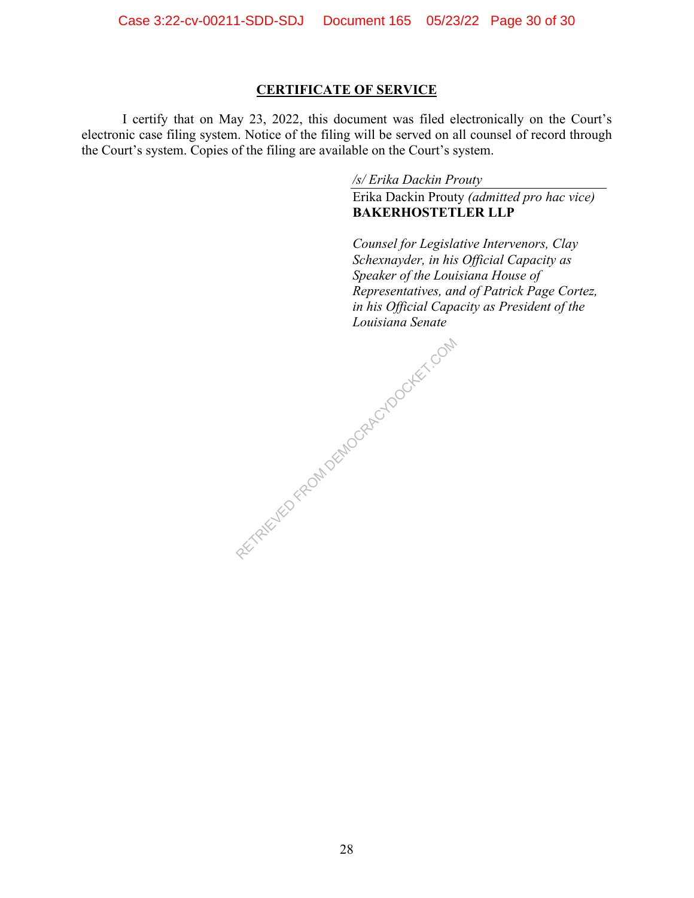## CERTIFICATE OF SERVICE

I certify that on May 23, 2022, this document was filed electronically on the Court's electronic case filing system. Notice of the filing will be served on all counsel of record through the Court's system. Copies of the filing are available on the Court's system.

*/s/ Erika Dackin Prouty*
Erika Dackin Prouty *(admitted pro hac vice)*
**BAKERHOSTETLER LLP**

*Counsel for Legislative Intervenors, Clay Schexnayder, in his Official Capacity as Speaker of the Louisiana House of Representatives, and of Patrick Page Cortez, in his Official Capacity as President of the Louisiana Senate*